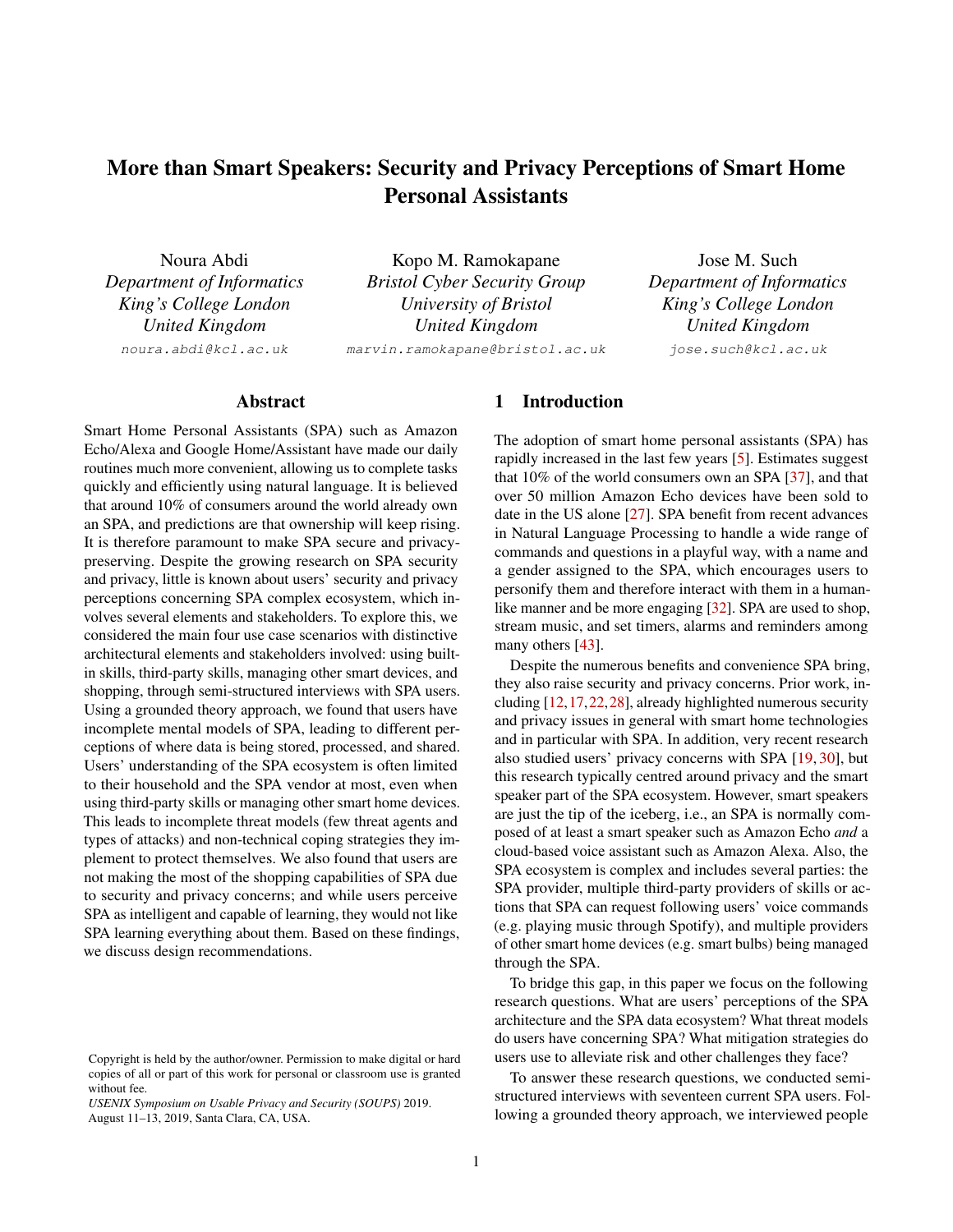# More than Smart Speakers: Security and Privacy Perceptions of Smart Home Personal Assistants

Noura Abdi
*Department of Informatics*
*King's College London*
*United Kingdom*
noura.abdi@kcl.ac.uk

Kopo M. Ramokapane
*Bristol Cyber Security Group*
*University of Bristol*
*United Kingdom*
marvin.ramokapane@bristol.ac.uk

Jose M. Such
*Department of Informatics*
*King's College London*
*United Kingdom*
jose.such@kcl.ac.uk

## Abstract

Smart Home Personal Assistants (SPA) such as Amazon Echo/Alexa and Google Home/Assistant have made our daily routines much more convenient, allowing us to complete tasks quickly and efficiently using natural language. It is believed that around 10% of consumers around the world already own an SPA, and predictions are that ownership will keep rising. It is therefore paramount to make SPA secure and privacy-preserving. Despite the growing research on SPA security and privacy, little is known about users' security and privacy perceptions concerning SPA complex ecosystem, which involves several elements and stakeholders. To explore this, we considered the main four use case scenarios with distinctive architectural elements and stakeholders involved: using built-in skills, third-party skills, managing other smart devices, and shopping, through semi-structured interviews with SPA users. Using a grounded theory approach, we found that users have incomplete mental models of SPA, leading to different perceptions of where data is being stored, processed, and shared. Users' understanding of the SPA ecosystem is often limited to their household and the SPA vendor at most, even when using third-party skills or managing other smart home devices. This leads to incomplete threat models (few threat agents and types of attacks) and non-technical coping strategies they implement to protect themselves. We also found that users are not making the most of the shopping capabilities of SPA due to security and privacy concerns; and while users perceive SPA as intelligent and capable of learning, they would not like SPA learning everything about them. Based on these findings, we discuss design recommendations.

Copyright is held by the author/owner. Permission to make digital or hard copies of all or part of this work for personal or classroom use is granted without fee.
*USENIX Symposium on Usable Privacy and Security (SOUPS)* 2019.
August 11–13, 2019, Santa Clara, CA, USA.

## 1 Introduction

The adoption of smart home personal assistants (SPA) has rapidly increased in the last few years [5]. Estimates suggest that 10% of the world consumers own an SPA [37], and that over 50 million Amazon Echo devices have been sold to date in the US alone [27]. SPA benefit from recent advances in Natural Language Processing to handle a wide range of commands and questions in a playful way, with a name and a gender assigned to the SPA, which encourages users to personify them and therefore interact with them in a human-like manner and be more engaging [32]. SPA are used to shop, stream music, and set timers, alarms and reminders among many others [43].

Despite the numerous benefits and convenience SPA bring, they also raise security and privacy concerns. Prior work, including [12, 17, 22, 28], already highlighted numerous security and privacy issues in general with smart home technologies and in particular with SPA. In addition, very recent research also studied users' privacy concerns with SPA [19, 30], but this research typically centred around privacy and the smart speaker part of the SPA ecosystem. However, smart speakers are just the tip of the iceberg, i.e., an SPA is normally composed of at least a smart speaker such as Amazon Echo *and* a cloud-based voice assistant such as Amazon Alexa. Also, the SPA ecosystem is complex and includes several parties: the SPA provider, multiple third-party providers of skills or actions that SPA can request following users' voice commands (e.g. playing music through Spotify), and multiple providers of other smart home devices (e.g. smart bulbs) being managed through the SPA.

To bridge this gap, in this paper we focus on the following research questions. What are users' perceptions of the SPA architecture and the SPA data ecosystem? What threat models do users have concerning SPA? What mitigation strategies do users use to alleviate risk and other challenges they face?

To answer these research questions, we conducted semi-structured interviews with seventeen current SPA users. Following a grounded theory approach, we interviewed people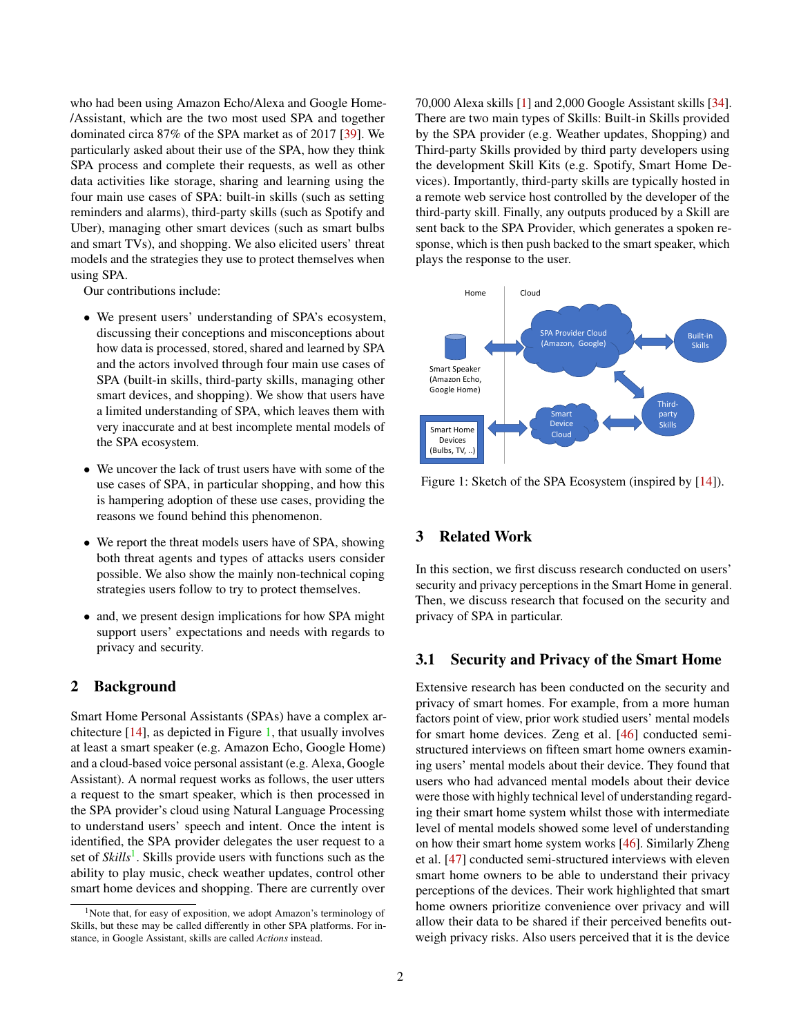who had been using Amazon Echo/Alexa and Google Home-/Assistant, which are the two most used SPA and together dominated circa 87% of the SPA market as of 2017 [39]. We particularly asked about their use of the SPA, how they think SPA process and complete their requests, as well as other data activities like storage, sharing and learning using the four main use cases of SPA: built-in skills (such as setting reminders and alarms), third-party skills (such as Spotify and Uber), managing other smart devices (such as smart bulbs and smart TVs), and shopping. We also elicited users' threat models and the strategies they use to protect themselves when using SPA.

Our contributions include:

- We present users' understanding of SPA's ecosystem, discussing their conceptions and misconceptions about how data is processed, stored, shared and learned by SPA and the actors involved through four main use cases of SPA (built-in skills, third-party skills, managing other smart devices, and shopping). We show that users have a limited understanding of SPA, which leaves them with very inaccurate and at best incomplete mental models of the SPA ecosystem.
- We uncover the lack of trust users have with some of the use cases of SPA, in particular shopping, and how this is hampering adoption of these use cases, providing the reasons we found behind this phenomenon.
- We report the threat models users have of SPA, showing both threat agents and types of attacks users consider possible. We also show the mainly non-technical coping strategies users follow to try to protect themselves.
- and, we present design implications for how SPA might support users' expectations and needs with regards to privacy and security.

## 2 Background

Smart Home Personal Assistants (SPAs) have a complex architecture [14], as depicted in Figure 1, that usually involves at least a smart speaker (e.g. Amazon Echo, Google Home) and a cloud-based voice personal assistant (e.g. Alexa, Google Assistant). A normal request works as follows, the user utters a request to the smart speaker, which is then processed in the SPA provider's cloud using Natural Language Processing to understand users' speech and intent. Once the intent is identified, the SPA provider delegates the user request to a set of *Skills*[1]. Skills provide users with functions such as the ability to play music, check weather updates, control other smart home devices and shopping. There are currently over 70,000 Alexa skills [1] and 2,000 Google Assistant skills [34]. There are two main types of Skills: Built-in Skills provided by the SPA provider (e.g. Weather updates, Shopping) and Third-party Skills provided by third party developers using the development Skill Kits (e.g. Spotify, Smart Home Devices). Importantly, third-party skills are typically hosted in a remote web service host controlled by the developer of the third-party skill. Finally, any outputs produced by a Skill are sent back to the SPA Provider, which generates a spoken response, which is then push backed to the smart speaker, which plays the response to the user.

[1]Note that, for easy of exposition, we adopt Amazon's terminology of Skills, but these may be called differently in other SPA platforms. For instance, in Google Assistant, skills are called *Actions* instead.

Figure 1: Sketch of the SPA Ecosystem (inspired by [14]).

## 3 Related Work

In this section, we first discuss research conducted on users' security and privacy perceptions in the Smart Home in general. Then, we discuss research that focused on the security and privacy of SPA in particular.

### 3.1 Security and Privacy of the Smart Home

Extensive research has been conducted on the security and privacy of smart homes. For example, from a more human factors point of view, prior work studied users' mental models for smart home devices. Zeng et al. [46] conducted semi-structured interviews on fifteen smart home owners examining users' mental models about their device. They found that users who had advanced mental models about their device were those with highly technical level of understanding regarding their smart home system whilst those with intermediate level of mental models showed some level of understanding on how their smart home system works [46]. Similarly Zheng et al. [47] conducted semi-structured interviews with eleven smart home owners to be able to understand their privacy perceptions of the devices. Their work highlighted that smart home owners prioritize convenience over privacy and will allow their data to be shared if their perceived benefits outweigh privacy risks. Also users perceived that it is the device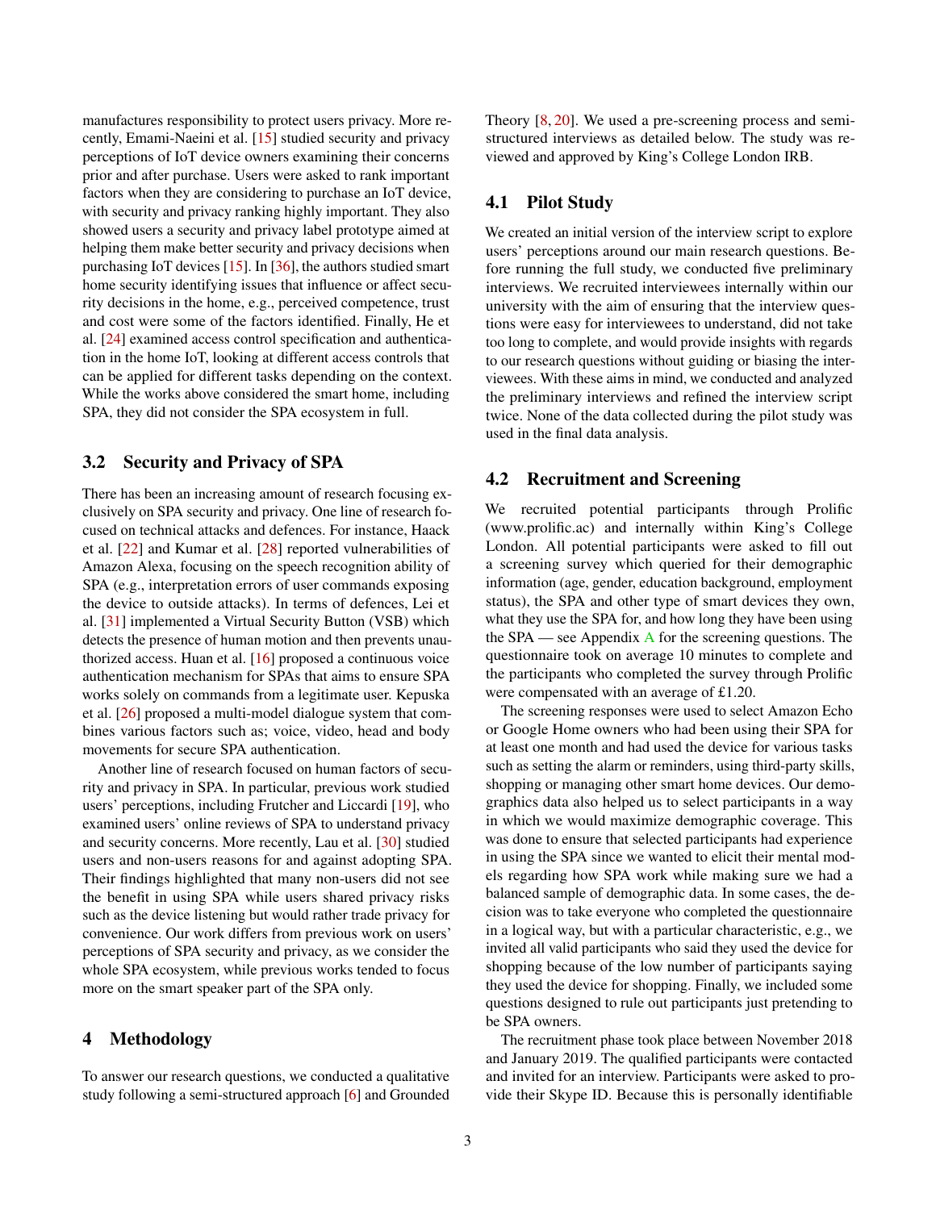manufactures responsibility to protect users privacy. More recently, Emami-Naeini et al. [15] studied security and privacy perceptions of IoT device owners examining their concerns prior and after purchase. Users were asked to rank important factors when they are considering to purchase an IoT device, with security and privacy ranking highly important. They also showed users a security and privacy label prototype aimed at helping them make better security and privacy decisions when purchasing IoT devices [15]. In [36], the authors studied smart home security identifying issues that influence or affect security decisions in the home, e.g., perceived competence, trust and cost were some of the factors identified. Finally, He et al. [24] examined access control specification and authentication in the home IoT, looking at different access controls that can be applied for different tasks depending on the context. While the works above considered the smart home, including SPA, they did not consider the SPA ecosystem in full.

## 3.2 Security and Privacy of SPA

There has been an increasing amount of research focusing exclusively on SPA security and privacy. One line of research focused on technical attacks and defences. For instance, Haack et al. [22] and Kumar et al. [28] reported vulnerabilities of Amazon Alexa, focusing on the speech recognition ability of SPA (e.g., interpretation errors of user commands exposing the device to outside attacks). In terms of defences, Lei et al. [31] implemented a Virtual Security Button (VSB) which detects the presence of human motion and then prevents unauthorized access. Huan et al. [16] proposed a continuous voice authentication mechanism for SPAs that aims to ensure SPA works solely on commands from a legitimate user. Kepuska et al. [26] proposed a multi-model dialogue system that combines various factors such as; voice, video, head and body movements for secure SPA authentication.

Another line of research focused on human factors of security and privacy in SPA. In particular, previous work studied users' perceptions, including Frutcher and Liccardi [19], who examined users' online reviews of SPA to understand privacy and security concerns. More recently, Lau et al. [30] studied users and non-users reasons for and against adopting SPA. Their findings highlighted that many non-users did not see the benefit in using SPA while users shared privacy risks such as the device listening but would rather trade privacy for convenience. Our work differs from previous work on users' perceptions of SPA security and privacy, as we consider the whole SPA ecosystem, while previous works tended to focus more on the smart speaker part of the SPA only.

# 4 Methodology

To answer our research questions, we conducted a qualitative study following a semi-structured approach [6] and Grounded Theory [8, 20]. We used a pre-screening process and semi-structured interviews as detailed below. The study was reviewed and approved by King's College London IRB.

## 4.1 Pilot Study

We created an initial version of the interview script to explore users' perceptions around our main research questions. Before running the full study, we conducted five preliminary interviews. We recruited interviewees internally within our university with the aim of ensuring that the interview questions were easy for interviewees to understand, did not take too long to complete, and would provide insights with regards to our research questions without guiding or biasing the interviewees. With these aims in mind, we conducted and analyzed the preliminary interviews and refined the interview script twice. None of the data collected during the pilot study was used in the final data analysis.

## 4.2 Recruitment and Screening

We recruited potential participants through Prolific (www.prolific.ac) and internally within King's College London. All potential participants were asked to fill out a screening survey which queried for their demographic information (age, gender, education background, employment status), the SPA and other type of smart devices they own, what they use the SPA for, and how long they have been using the SPA — see Appendix A for the screening questions. The questionnaire took on average 10 minutes to complete and the participants who completed the survey through Prolific were compensated with an average of £1.20.

The screening responses were used to select Amazon Echo or Google Home owners who had been using their SPA for at least one month and had used the device for various tasks such as setting the alarm or reminders, using third-party skills, shopping or managing other smart home devices. Our demographics data also helped us to select participants in a way in which we would maximize demographic coverage. This was done to ensure that selected participants had experience in using the SPA since we wanted to elicit their mental models regarding how SPA work while making sure we had a balanced sample of demographic data. In some cases, the decision was to take everyone who completed the questionnaire in a logical way, but with a particular characteristic, e.g., we invited all valid participants who said they used the device for shopping because of the low number of participants saying they used the device for shopping. Finally, we included some questions designed to rule out participants just pretending to be SPA owners.

The recruitment phase took place between November 2018 and January 2019. The qualified participants were contacted and invited for an interview. Participants were asked to provide their Skype ID. Because this is personally identifiable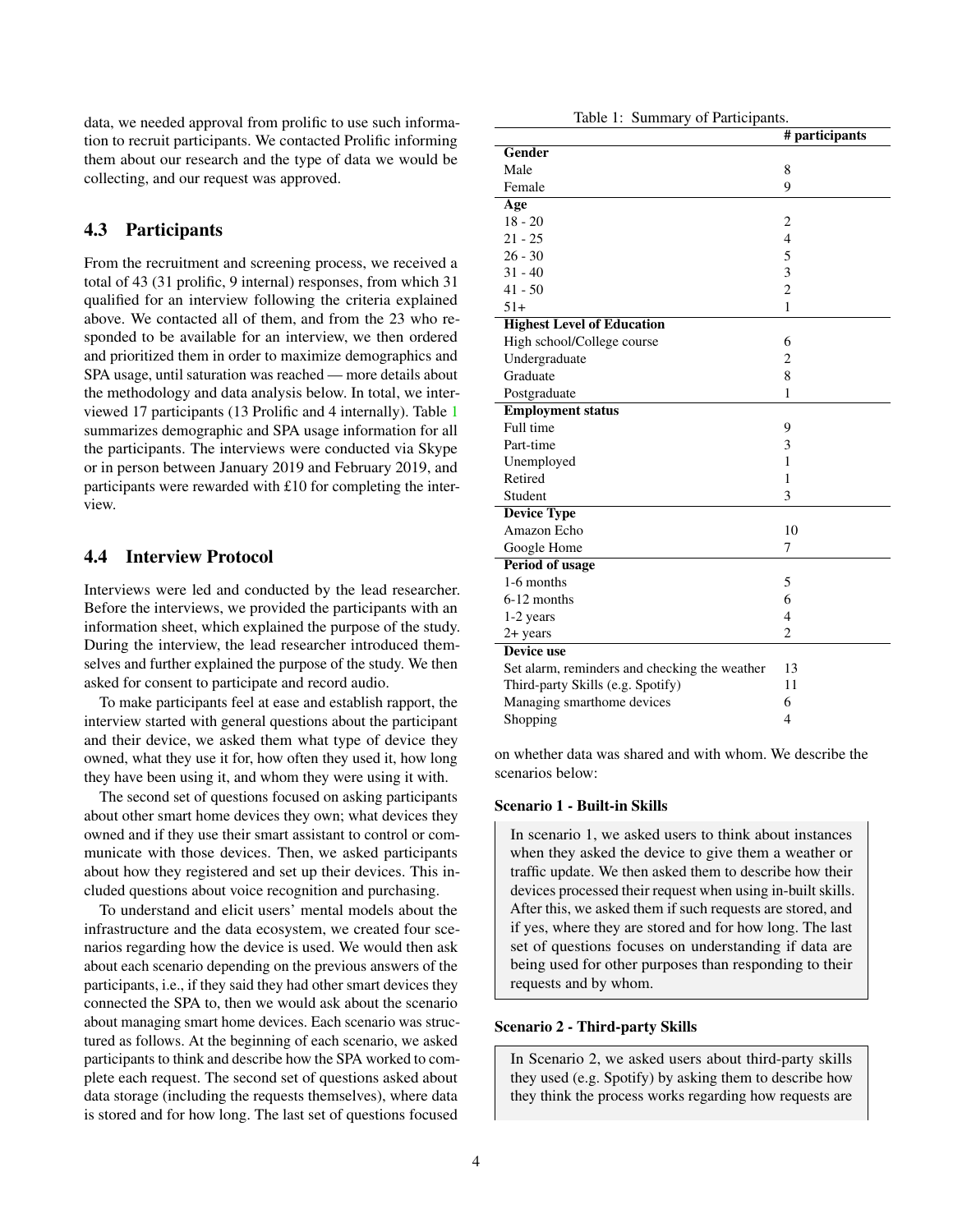data, we needed approval from prolific to use such information to recruit participants. We contacted Prolific informing them about our research and the type of data we would be collecting, and our request was approved.

## 4.3 Participants

From the recruitment and screening process, we received a total of 43 (31 prolific, 9 internal) responses, from which 31 qualified for an interview following the criteria explained above. We contacted all of them, and from the 23 who responded to be available for an interview, we then ordered and prioritized them in order to maximize demographics and SPA usage, until saturation was reached — more details about the methodology and data analysis below. In total, we interviewed 17 participants (13 Prolific and 4 internally). Table 1 summarizes demographic and SPA usage information for all the participants. The interviews were conducted via Skype or in person between January 2019 and February 2019, and participants were rewarded with £10 for completing the interview.

Table 1: Summary of Participants.

| | # participants |
|---|---|
| **Gender** | |
| Male | 8 |
| Female | 9 |
| **Age** | |
| 18 - 20 | 2 |
| 21 - 25 | 4 |
| 26 - 30 | 5 |
| 31 - 40 | 3 |
| 41 - 50 | 2 |
| 51+ | 1 |
| **Highest Level of Education** | |
| High school/College course | 6 |
| Undergraduate | 2 |
| Graduate | 8 |
| Postgraduate | 1 |
| **Employment status** | |
| Full time | 9 |
| Part-time | 3 |
| Unemployed | 1 |
| Retired | 1 |
| Student | 3 |
| **Device Type** | |
| Amazon Echo | 10 |
| Google Home | 7 |
| **Period of usage** | |
| 1-6 months | 5 |
| 6-12 months | 6 |
| 1-2 years | 4 |
| 2+ years | 2 |
| **Device use** | |
| Set alarm, reminders and checking the weather | 13 |
| Third-party Skills (e.g. Spotify) | 11 |
| Managing smarthome devices | 6 |
| Shopping | 4 |

## 4.4 Interview Protocol

Interviews were led and conducted by the lead researcher. Before the interviews, we provided the participants with an information sheet, which explained the purpose of the study. During the interview, the lead researcher introduced themselves and further explained the purpose of the study. We then asked for consent to participate and record audio.

To make participants feel at ease and establish rapport, the interview started with general questions about the participant and their device, we asked them what type of device they owned, what they use it for, how often they used it, how long they have been using it, and whom they were using it with.

The second set of questions focused on asking participants about other smart home devices they own; what devices they owned and if they use their smart assistant to control or communicate with those devices. Then, we asked participants about how they registered and set up their devices. This included questions about voice recognition and purchasing.

To understand and elicit users' mental models about the infrastructure and the data ecosystem, we created four scenarios regarding how the device is used. We would then ask about each scenario depending on the previous answers of the participants, i.e., if they said they had other smart devices they connected the SPA to, then we would ask about the scenario about managing smart home devices. Each scenario was structured as follows. At the beginning of each scenario, we asked participants to think and describe how the SPA worked to complete each request. The second set of questions asked about data storage (including the requests themselves), where data is stored and for how long. The last set of questions focused on whether data was shared and with whom. We describe the scenarios below:

**Scenario 1 - Built-in Skills**

In scenario 1, we asked users to think about instances when they asked the device to give them a weather or traffic update. We then asked them to describe how their devices processed their request when using in-built skills. After this, we asked them if such requests are stored, and if yes, where they are stored and for how long. The last set of questions focuses on understanding if data are being used for other purposes than responding to their requests and by whom.

**Scenario 2 - Third-party Skills**

In Scenario 2, we asked users about third-party skills they used (e.g. Spotify) by asking them to describe how they think the process works regarding how requests are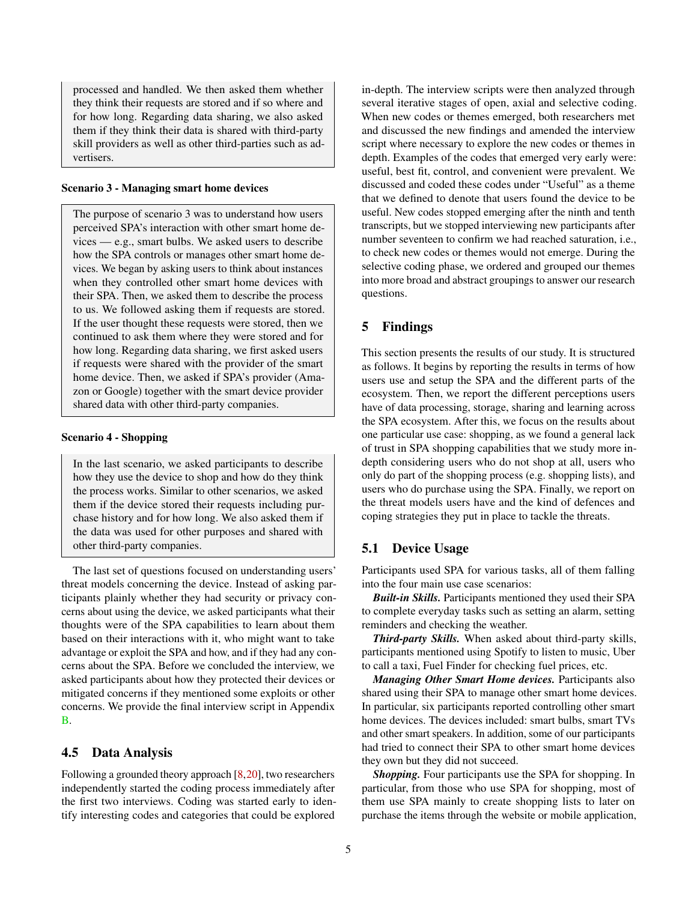processed and handled. We then asked them whether they think their requests are stored and if so where and for how long. Regarding data sharing, we also asked them if they think their data is shared with third-party skill providers as well as other third-parties such as advertisers.

**Scenario 3 - Managing smart home devices**

The purpose of scenario 3 was to understand how users perceived SPA's interaction with other smart home devices — e.g., smart bulbs. We asked users to describe how the SPA controls or manages other smart home devices. We began by asking users to think about instances when they controlled other smart home devices with their SPA. Then, we asked them to describe the process to us. We followed asking them if requests are stored. If the user thought these requests were stored, then we continued to ask them where they were stored and for how long. Regarding data sharing, we first asked users if requests were shared with the provider of the smart home device. Then, we asked if SPA's provider (Amazon or Google) together with the smart device provider shared data with other third-party companies.

**Scenario 4 - Shopping**

In the last scenario, we asked participants to describe how they use the device to shop and how do they think the process works. Similar to other scenarios, we asked them if the device stored their requests including purchase history and for how long. We also asked them if the data was used for other purposes and shared with other third-party companies.

The last set of questions focused on understanding users' threat models concerning the device. Instead of asking participants plainly whether they had security or privacy concerns about using the device, we asked participants what their thoughts were of the SPA capabilities to learn about them based on their interactions with it, who might want to take advantage or exploit the SPA and how, and if they had any concerns about the SPA. Before we concluded the interview, we asked participants about how they protected their devices or mitigated concerns if they mentioned some exploits or other concerns. We provide the final interview script in Appendix B.

## 4.5 Data Analysis

Following a grounded theory approach [8,20], two researchers independently started the coding process immediately after the first two interviews. Coding was started early to identify interesting codes and categories that could be explored in-depth. The interview scripts were then analyzed through several iterative stages of open, axial and selective coding. When new codes or themes emerged, both researchers met and discussed the new findings and amended the interview script where necessary to explore the new codes or themes in depth. Examples of the codes that emerged very early were: useful, best fit, control, and convenient were prevalent. We discussed and coded these codes under "Useful" as a theme that we defined to denote that users found the device to be useful. New codes stopped emerging after the ninth and tenth transcripts, but we stopped interviewing new participants after number seventeen to confirm we had reached saturation, i.e., to check new codes or themes would not emerge. During the selective coding phase, we ordered and grouped our themes into more broad and abstract groupings to answer our research questions.

# 5 Findings

This section presents the results of our study. It is structured as follows. It begins by reporting the results in terms of how users use and setup the SPA and the different parts of the ecosystem. Then, we report the different perceptions users have of data processing, storage, sharing and learning across the SPA ecosystem. After this, we focus on the results about one particular use case: shopping, as we found a general lack of trust in SPA shopping capabilities that we study more in-depth considering users who do not shop at all, users who only do part of the shopping process (e.g. shopping lists), and users who do purchase using the SPA. Finally, we report on the threat models users have and the kind of defences and coping strategies they put in place to tackle the threats.

## 5.1 Device Usage

Participants used SPA for various tasks, all of them falling into the four main use case scenarios:

***Built-in Skills.*** Participants mentioned they used their SPA to complete everyday tasks such as setting an alarm, setting reminders and checking the weather.

***Third-party Skills.*** When asked about third-party skills, participants mentioned using Spotify to listen to music, Uber to call a taxi, Fuel Finder for checking fuel prices, etc.

***Managing Other Smart Home devices.*** Participants also shared using their SPA to manage other smart home devices. In particular, six participants reported controlling other smart home devices. The devices included: smart bulbs, smart TVs and other smart speakers. In addition, some of our participants had tried to connect their SPA to other smart home devices they own but they did not succeed.

***Shopping.*** Four participants use the SPA for shopping. In particular, from those who use SPA for shopping, most of them use SPA mainly to create shopping lists to later on purchase the items through the website or mobile application,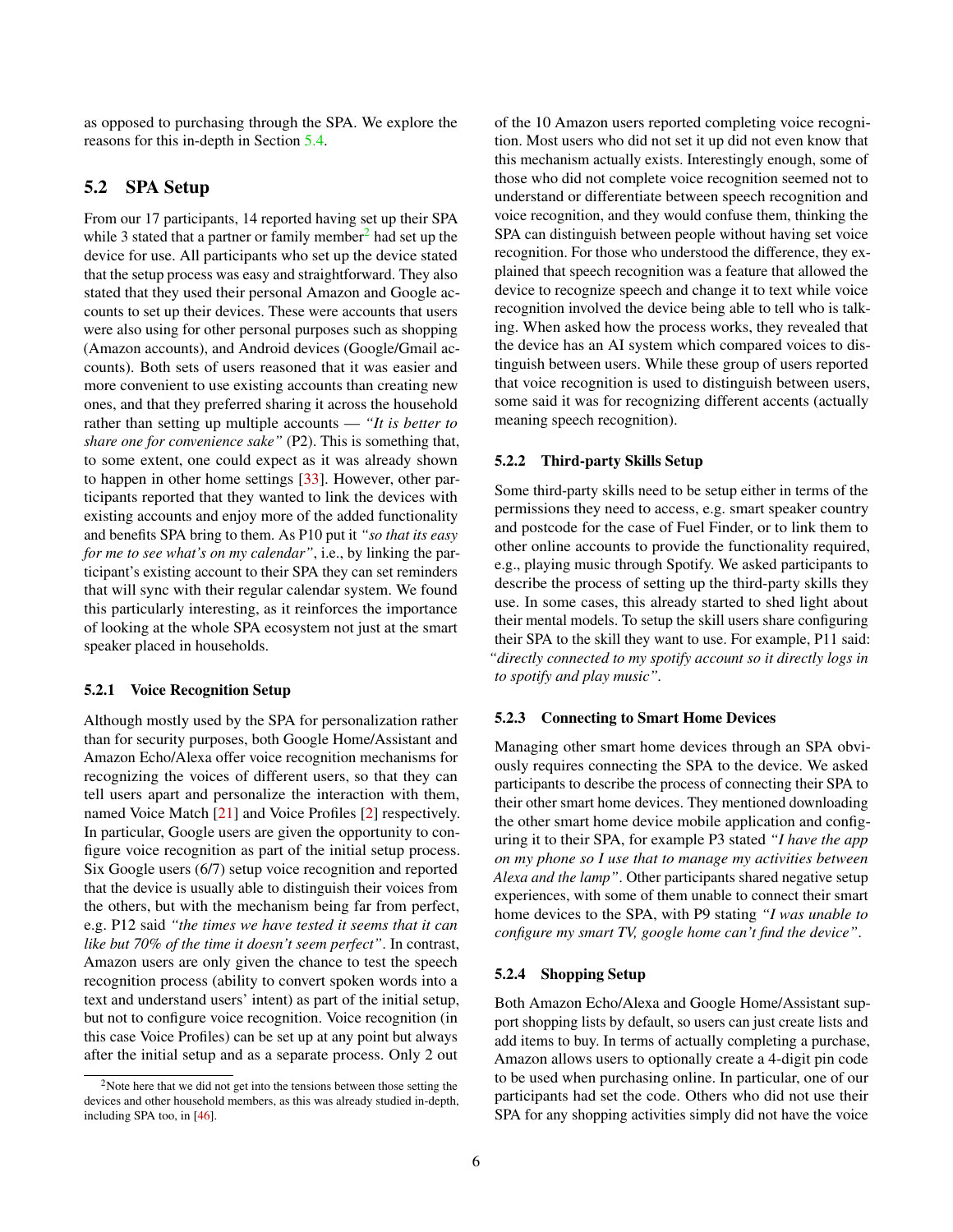as opposed to purchasing through the SPA. We explore the reasons for this in-depth in Section 5.4.

## 5.2 SPA Setup

From our 17 participants, 14 reported having set up their SPA while 3 stated that a partner or family member[2] had set up the device for use. All participants who set up the device stated that the setup process was easy and straightforward. They also stated that they used their personal Amazon and Google accounts to set up their devices. These were accounts that users were also using for other personal purposes such as shopping (Amazon accounts), and Android devices (Google/Gmail accounts). Both sets of users reasoned that it was easier and more convenient to use existing accounts than creating new ones, and that they preferred sharing it across the household rather than setting up multiple accounts — *"It is better to share one for convenience sake"* (P2). This is something that, to some extent, one could expect as it was already shown to happen in other home settings [33]. However, other participants reported that they wanted to link the devices with existing accounts and enjoy more of the added functionality and benefits SPA bring to them. As P10 put it *"so that its easy for me to see what's on my calendar"*, i.e., by linking the participant's existing account to their SPA they can set reminders that will sync with their regular calendar system. We found this particularly interesting, as it reinforces the importance of looking at the whole SPA ecosystem not just at the smart speaker placed in households.

### 5.2.1 Voice Recognition Setup

Although mostly used by the SPA for personalization rather than for security purposes, both Google Home/Assistant and Amazon Echo/Alexa offer voice recognition mechanisms for recognizing the voices of different users, so that they can tell users apart and personalize the interaction with them, named Voice Match [21] and Voice Profiles [2] respectively. In particular, Google users are given the opportunity to configure voice recognition as part of the initial setup process. Six Google users (6/7) setup voice recognition and reported that the device is usually able to distinguish their voices from the others, but with the mechanism being far from perfect, e.g. P12 said *"the times we have tested it seems that it can like but 70% of the time it doesn't seem perfect"*. In contrast, Amazon users are only given the chance to test the speech recognition process (ability to convert spoken words into a text and understand users' intent) as part of the initial setup, but not to configure voice recognition. Voice recognition (in this case Voice Profiles) can be set up at any point but always after the initial setup and as a separate process. Only 2 out of the 10 Amazon users reported completing voice recognition. Most users who did not set it up did not even know that this mechanism actually exists. Interestingly enough, some of those who did not complete voice recognition seemed not to understand or differentiate between speech recognition and voice recognition, and they would confuse them, thinking the SPA can distinguish between people without having set voice recognition. For those who understood the difference, they explained that speech recognition was a feature that allowed the device to recognize speech and change it to text while voice recognition involved the device being able to tell who is talking. When asked how the process works, they revealed that the device has an AI system which compared voices to distinguish between users. While these group of users reported that voice recognition is used to distinguish between users, some said it was for recognizing different accents (actually meaning speech recognition).

### 5.2.2 Third-party Skills Setup

Some third-party skills need to be setup either in terms of the permissions they need to access, e.g. smart speaker country and postcode for the case of Fuel Finder, or to link them to other online accounts to provide the functionality required, e.g., playing music through Spotify. We asked participants to describe the process of setting up the third-party skills they use. In some cases, this already started to shed light about their mental models. To setup the skill users share configuring their SPA to the skill they want to use. For example, P11 said: *"directly connected to my spotify account so it directly logs in to spotify and play music"*.

### 5.2.3 Connecting to Smart Home Devices

Managing other smart home devices through an SPA obviously requires connecting the SPA to the device. We asked participants to describe the process of connecting their SPA to their other smart home devices. They mentioned downloading the other smart home device mobile application and configuring it to their SPA, for example P3 stated *"I have the app on my phone so I use that to manage my activities between Alexa and the lamp"*. Other participants shared negative setup experiences, with some of them unable to connect their smart home devices to the SPA, with P9 stating *"I was unable to configure my smart TV, google home can't find the device"*.

### 5.2.4 Shopping Setup

Both Amazon Echo/Alexa and Google Home/Assistant support shopping lists by default, so users can just create lists and add items to buy. In terms of actually completing a purchase, Amazon allows users to optionally create a 4-digit pin code to be used when purchasing online. In particular, one of our participants had set the code. Others who did not use their SPA for any shopping activities simply did not have the voice

[2] Note here that we did not get into the tensions between those setting the devices and other household members, as this was already studied in-depth, including SPA too, in [46].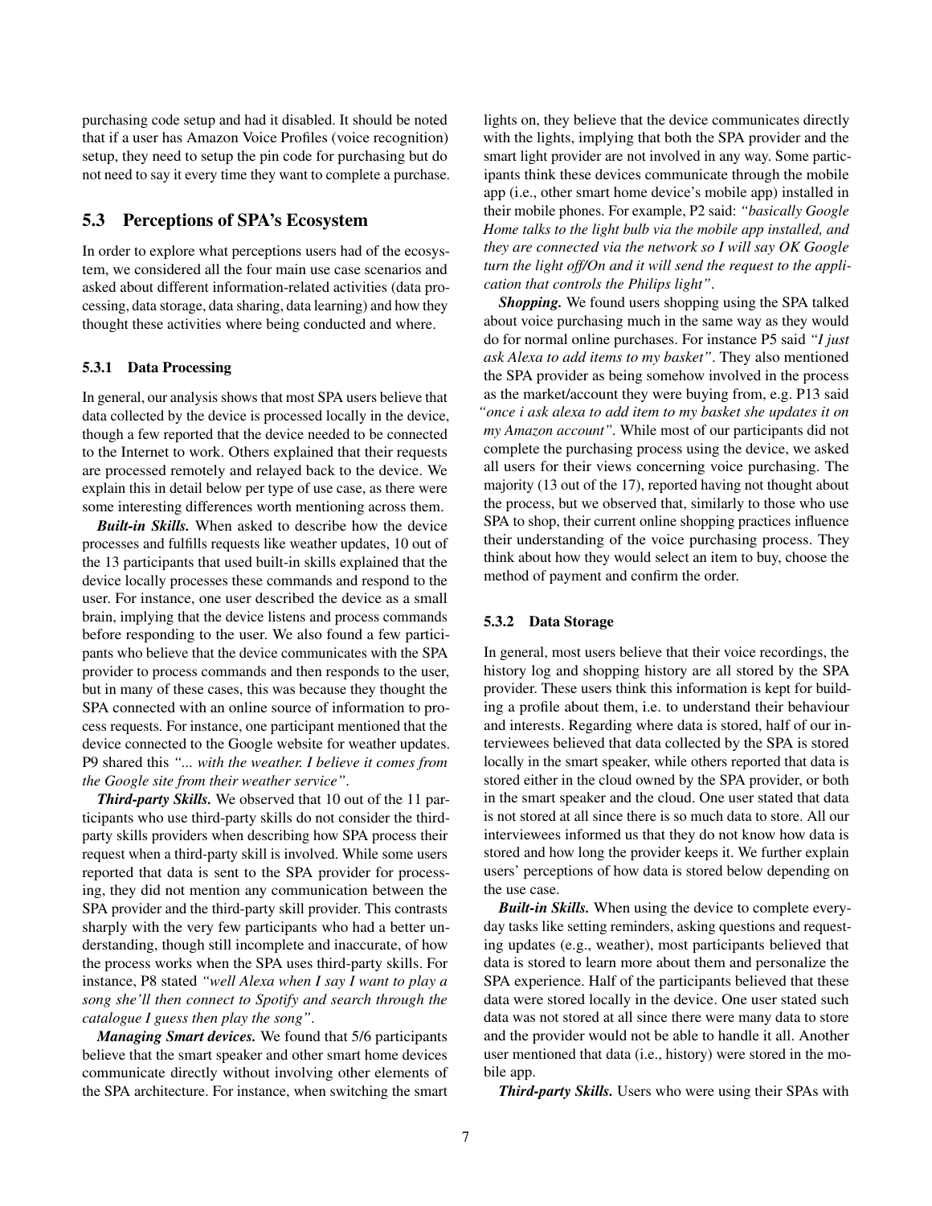purchasing code setup and had it disabled. It should be noted that if a user has Amazon Voice Profiles (voice recognition) setup, they need to setup the pin code for purchasing but do not need to say it every time they want to complete a purchase.

## 5.3 Perceptions of SPA's Ecosystem

In order to explore what perceptions users had of the ecosystem, we considered all the four main use case scenarios and asked about different information-related activities (data processing, data storage, data sharing, data learning) and how they thought these activities where being conducted and where.

### 5.3.1 Data Processing

In general, our analysis shows that most SPA users believe that data collected by the device is processed locally in the device, though a few reported that the device needed to be connected to the Internet to work. Others explained that their requests are processed remotely and relayed back to the device. We explain this in detail below per type of use case, as there were some interesting differences worth mentioning across them.

***Built-in Skills.*** When asked to describe how the device processes and fulfills requests like weather updates, 10 out of the 13 participants that used built-in skills explained that the device locally processes these commands and respond to the user. For instance, one user described the device as a small brain, implying that the device listens and process commands before responding to the user. We also found a few participants who believe that the device communicates with the SPA provider to process commands and then responds to the user, but in many of these cases, this was because they thought the SPA connected with an online source of information to process requests. For instance, one participant mentioned that the device connected to the Google website for weather updates. P9 shared this *"... with the weather. I believe it comes from the Google site from their weather service"*.

***Third-party Skills.*** We observed that 10 out of the 11 participants who use third-party skills do not consider the third-party skills providers when describing how SPA process their request when a third-party skill is involved. While some users reported that data is sent to the SPA provider for processing, they did not mention any communication between the SPA provider and the third-party skill provider. This contrasts sharply with the very few participants who had a better understanding, though still incomplete and inaccurate, of how the process works when the SPA uses third-party skills. For instance, P8 stated *"well Alexa when I say I want to play a song she'll then connect to Spotify and search through the catalogue I guess then play the song"*.

***Managing Smart devices.*** We found that 5/6 participants believe that the smart speaker and other smart home devices communicate directly without involving other elements of the SPA architecture. For instance, when switching the smart lights on, they believe that the device communicates directly with the lights, implying that both the SPA provider and the smart light provider are not involved in any way. Some participants think these devices communicate through the mobile app (i.e., other smart home device's mobile app) installed in their mobile phones. For example, P2 said: *"basically Google Home talks to the light bulb via the mobile app installed, and they are connected via the network so I will say OK Google turn the light off/On and it will send the request to the application that controls the Philips light"*.

***Shopping.*** We found users shopping using the SPA talked about voice purchasing much in the same way as they would do for normal online purchases. For instance P5 said *"I just ask Alexa to add items to my basket"*. They also mentioned the SPA provider as being somehow involved in the process as the market/account they were buying from, e.g. P13 said *"once i ask alexa to add item to my basket she updates it on my Amazon account"*. While most of our participants did not complete the purchasing process using the device, we asked all users for their views concerning voice purchasing. The majority (13 out of the 17), reported having not thought about the process, but we observed that, similarly to those who use SPA to shop, their current online shopping practices influence their understanding of the voice purchasing process. They think about how they would select an item to buy, choose the method of payment and confirm the order.

### 5.3.2 Data Storage

In general, most users believe that their voice recordings, the history log and shopping history are all stored by the SPA provider. These users think this information is kept for building a profile about them, i.e. to understand their behaviour and interests. Regarding where data is stored, half of our interviewees believed that data collected by the SPA is stored locally in the smart speaker, while others reported that data is stored either in the cloud owned by the SPA provider, or both in the smart speaker and the cloud. One user stated that data is not stored at all since there is so much data to store. All our interviewees informed us that they do not know how data is stored and how long the provider keeps it. We further explain users' perceptions of how data is stored below depending on the use case.

***Built-in Skills.*** When using the device to complete everyday tasks like setting reminders, asking questions and requesting updates (e.g., weather), most participants believed that data is stored to learn more about them and personalize the SPA experience. Half of the participants believed that these data were stored locally in the device. One user stated such data was not stored at all since there were many data to store and the provider would not be able to handle it all. Another user mentioned that data (i.e., history) were stored in the mobile app.

***Third-party Skills.*** Users who were using their SPAs with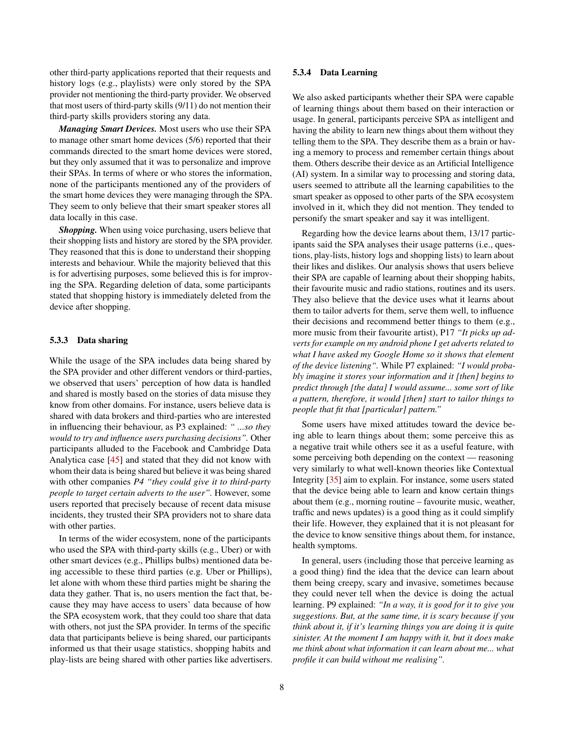other third-party applications reported that their requests and history logs (e.g., playlists) were only stored by the SPA provider not mentioning the third-party provider. We observed that most users of third-party skills (9/11) do not mention their third-party skills providers storing any data.

***Managing Smart Devices.*** Most users who use their SPA to manage other smart home devices (5/6) reported that their commands directed to the smart home devices were stored, but they only assumed that it was to personalize and improve their SPAs. In terms of where or who stores the information, none of the participants mentioned any of the providers of the smart home devices they were managing through the SPA. They seem to only believe that their smart speaker stores all data locally in this case.

***Shopping.*** When using voice purchasing, users believe that their shopping lists and history are stored by the SPA provider. They reasoned that this is done to understand their shopping interests and behaviour. While the majority believed that this is for advertising purposes, some believed this is for improving the SPA. Regarding deletion of data, some participants stated that shopping history is immediately deleted from the device after shopping.

### 5.3.3 Data sharing

While the usage of the SPA includes data being shared by the SPA provider and other different vendors or third-parties, we observed that users' perception of how data is handled and shared is mostly based on the stories of data misuse they know from other domains. For instance, users believe data is shared with data brokers and third-parties who are interested in influencing their behaviour, as P3 explained: *" ...so they would to try and influence users purchasing decisions"*. Other participants alluded to the Facebook and Cambridge Data Analytica case [45] and stated that they did not know with whom their data is being shared but believe it was being shared with other companies *P4 "they could give it to third-party people to target certain adverts to the user"*. However, some users reported that precisely because of recent data misuse incidents, they trusted their SPA providers not to share data with other parties.

In terms of the wider ecosystem, none of the participants who used the SPA with third-party skills (e.g., Uber) or with other smart devices (e.g., Phillips bulbs) mentioned data being accessible to these third parties (e.g. Uber or Phillips), let alone with whom these third parties might be sharing the data they gather. That is, no users mention the fact that, because they may have access to users' data because of how the SPA ecosystem work, that they could too share that data with others, not just the SPA provider. In terms of the specific data that participants believe is being shared, our participants informed us that their usage statistics, shopping habits and play-lists are being shared with other parties like advertisers.

### 5.3.4 Data Learning

We also asked participants whether their SPA were capable of learning things about them based on their interaction or usage. In general, participants perceive SPA as intelligent and having the ability to learn new things about them without they telling them to the SPA. They describe them as a brain or having a memory to process and remember certain things about them. Others describe their device as an Artificial Intelligence (AI) system. In a similar way to processing and storing data, users seemed to attribute all the learning capabilities to the smart speaker as opposed to other parts of the SPA ecosystem involved in it, which they did not mention. They tended to personify the smart speaker and say it was intelligent.

Regarding how the device learns about them, 13/17 participants said the SPA analyses their usage patterns (i.e., questions, play-lists, history logs and shopping lists) to learn about their likes and dislikes. Our analysis shows that users believe their SPA are capable of learning about their shopping habits, their favourite music and radio stations, routines and its users. They also believe that the device uses what it learns about them to tailor adverts for them, serve them well, to influence their decisions and recommend better things to them (e.g., more music from their favourite artist), P17 *"It picks up adverts for example on my android phone I get adverts related to what I have asked my Google Home so it shows that element of the device listening"*. While P7 explained: *"I would probably imagine it stores your information and it [then] begins to predict through [the data] I would assume... some sort of like a pattern, therefore, it would [then] start to tailor things to people that fit that [particular] pattern."*

Some users have mixed attitudes toward the device being able to learn things about them; some perceive this as a negative trait while others see it as a useful feature, with some perceiving both depending on the context — reasoning very similarly to what well-known theories like Contextual Integrity [35] aim to explain. For instance, some users stated that the device being able to learn and know certain things about them (e.g., morning routine – favourite music, weather, traffic and news updates) is a good thing as it could simplify their life. However, they explained that it is not pleasant for the device to know sensitive things about them, for instance, health symptoms.

In general, users (including those that perceive learning as a good thing) find the idea that the device can learn about them being creepy, scary and invasive, sometimes because they could never tell when the device is doing the actual learning. P9 explained: *"In a way, it is good for it to give you suggestions. But, at the same time, it is scary because if you think about it, if it's learning things you are doing it is quite sinister. At the moment I am happy with it, but it does make me think about what information it can learn about me... what profile it can build without me realising"*.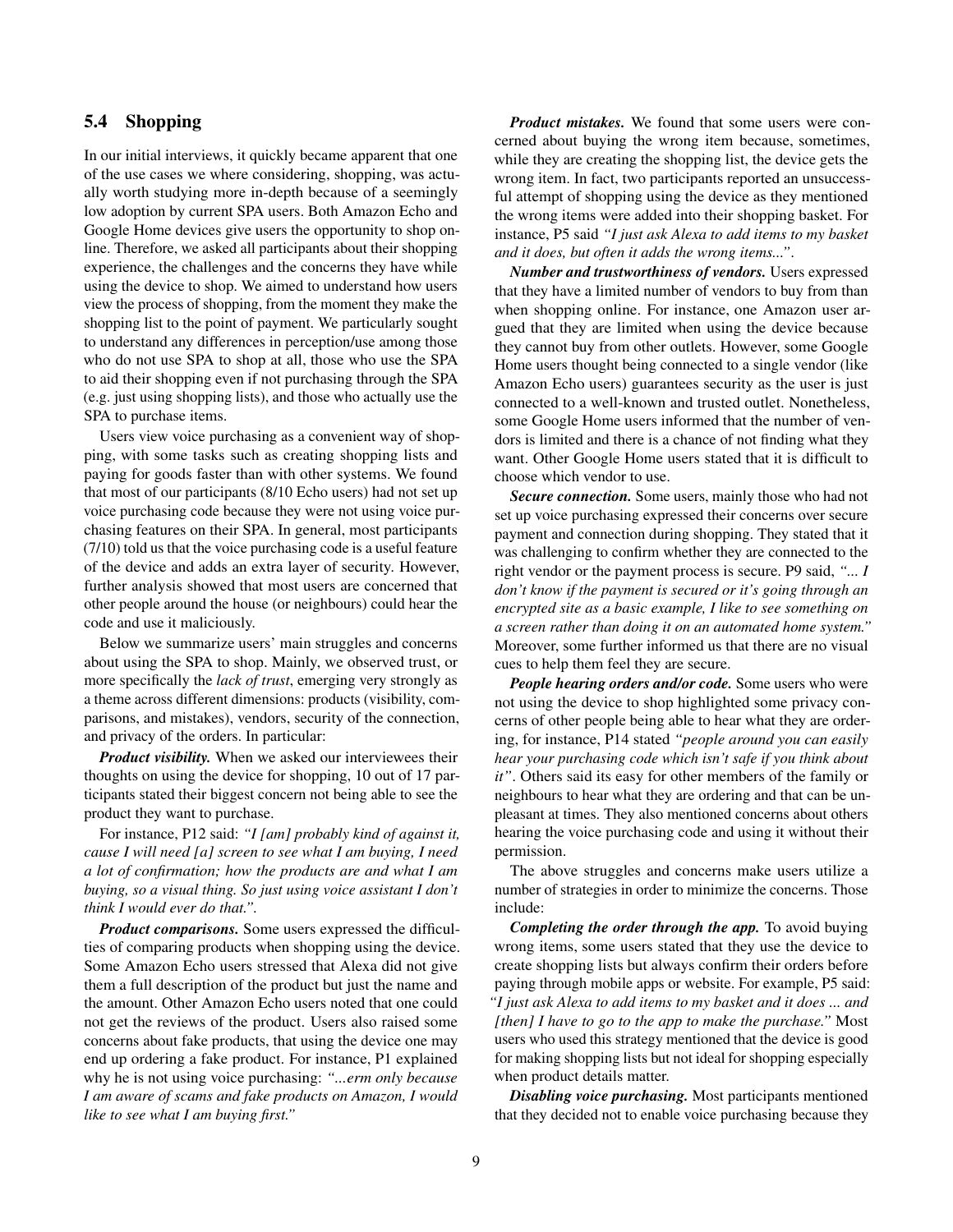### 5.4 Shopping

In our initial interviews, it quickly became apparent that one of the use cases we where considering, shopping, was actually worth studying more in-depth because of a seemingly low adoption by current SPA users. Both Amazon Echo and Google Home devices give users the opportunity to shop online. Therefore, we asked all participants about their shopping experience, the challenges and the concerns they have while using the device to shop. We aimed to understand how users view the process of shopping, from the moment they make the shopping list to the point of payment. We particularly sought to understand any differences in perception/use among those who do not use SPA to shop at all, those who use the SPA to aid their shopping even if not purchasing through the SPA (e.g. just using shopping lists), and those who actually use the SPA to purchase items.

Users view voice purchasing as a convenient way of shopping, with some tasks such as creating shopping lists and paying for goods faster than with other systems. We found that most of our participants (8/10 Echo users) had not set up voice purchasing code because they were not using voice purchasing features on their SPA. In general, most participants (7/10) told us that the voice purchasing code is a useful feature of the device and adds an extra layer of security. However, further analysis showed that most users are concerned that other people around the house (or neighbours) could hear the code and use it maliciously.

Below we summarize users' main struggles and concerns about using the SPA to shop. Mainly, we observed trust, or more specifically the *lack of trust*, emerging very strongly as a theme across different dimensions: products (visibility, comparisons, and mistakes), vendors, security of the connection, and privacy of the orders. In particular:

***Product visibility.*** When we asked our interviewees their thoughts on using the device for shopping, 10 out of 17 participants stated their biggest concern not being able to see the product they want to purchase.

For instance, P12 said: *"I [am] probably kind of against it, cause I will need [a] screen to see what I am buying, I need a lot of confirmation; how the products are and what I am buying, so a visual thing. So just using voice assistant I don't think I would ever do that."*.

***Product comparisons.*** Some users expressed the difficulties of comparing products when shopping using the device. Some Amazon Echo users stressed that Alexa did not give them a full description of the product but just the name and the amount. Other Amazon Echo users noted that one could not get the reviews of the product. Users also raised some concerns about fake products, that using the device one may end up ordering a fake product. For instance, P1 explained why he is not using voice purchasing: *"...erm only because I am aware of scams and fake products on Amazon, I would like to see what I am buying first."*

***Product mistakes.*** We found that some users were concerned about buying the wrong item because, sometimes, while they are creating the shopping list, the device gets the wrong item. In fact, two participants reported an unsuccessful attempt of shopping using the device as they mentioned the wrong items were added into their shopping basket. For instance, P5 said *"I just ask Alexa to add items to my basket and it does, but often it adds the wrong items..."*.

***Number and trustworthiness of vendors.*** Users expressed that they have a limited number of vendors to buy from than when shopping online. For instance, one Amazon user argued that they are limited when using the device because they cannot buy from other outlets. However, some Google Home users thought being connected to a single vendor (like Amazon Echo users) guarantees security as the user is just connected to a well-known and trusted outlet. Nonetheless, some Google Home users informed that the number of vendors is limited and there is a chance of not finding what they want. Other Google Home users stated that it is difficult to choose which vendor to use.

***Secure connection.*** Some users, mainly those who had not set up voice purchasing expressed their concerns over secure payment and connection during shopping. They stated that it was challenging to confirm whether they are connected to the right vendor or the payment process is secure. P9 said, *"... I don't know if the payment is secured or it's going through an encrypted site as a basic example, I like to see something on a screen rather than doing it on an automated home system."* Moreover, some further informed us that there are no visual cues to help them feel they are secure.

***People hearing orders and/or code.*** Some users who were not using the device to shop highlighted some privacy concerns of other people being able to hear what they are ordering, for instance, P14 stated *"people around you can easily hear your purchasing code which isn't safe if you think about it"*. Others said its easy for other members of the family or neighbours to hear what they are ordering and that can be unpleasant at times. They also mentioned concerns about others hearing the voice purchasing code and using it without their permission.

The above struggles and concerns make users utilize a number of strategies in order to minimize the concerns. Those include:

***Completing the order through the app.*** To avoid buying wrong items, some users stated that they use the device to create shopping lists but always confirm their orders before paying through mobile apps or website. For example, P5 said: *"I just ask Alexa to add items to my basket and it does ... and [then] I have to go to the app to make the purchase."* Most users who used this strategy mentioned that the device is good for making shopping lists but not ideal for shopping especially when product details matter.

***Disabling voice purchasing.*** Most participants mentioned that they decided not to enable voice purchasing because they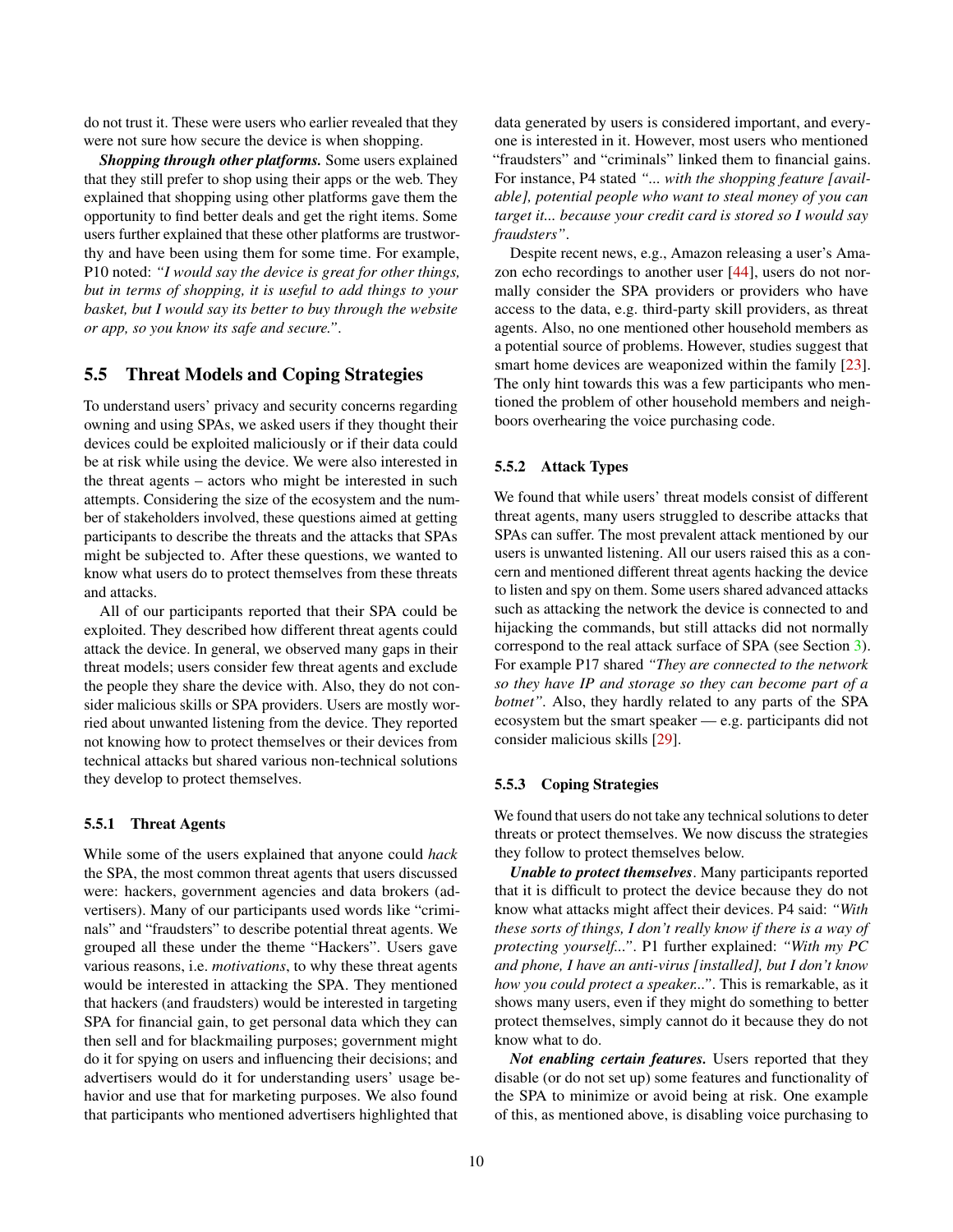do not trust it. These were users who earlier revealed that they were not sure how secure the device is when shopping.

***Shopping through other platforms.*** Some users explained that they still prefer to shop using their apps or the web. They explained that shopping using other platforms gave them the opportunity to find better deals and get the right items. Some users further explained that these other platforms are trustworthy and have been using them for some time. For example, P10 noted: *"I would say the device is great for other things, but in terms of shopping, it is useful to add things to your basket, but I would say its better to buy through the website or app, so you know its safe and secure."*.

## 5.5 Threat Models and Coping Strategies

To understand users' privacy and security concerns regarding owning and using SPAs, we asked users if they thought their devices could be exploited maliciously or if their data could be at risk while using the device. We were also interested in the threat agents – actors who might be interested in such attempts. Considering the size of the ecosystem and the number of stakeholders involved, these questions aimed at getting participants to describe the threats and the attacks that SPAs might be subjected to. After these questions, we wanted to know what users do to protect themselves from these threats and attacks.

All of our participants reported that their SPA could be exploited. They described how different threat agents could attack the device. In general, we observed many gaps in their threat models; users consider few threat agents and exclude the people they share the device with. Also, they do not consider malicious skills or SPA providers. Users are mostly worried about unwanted listening from the device. They reported not knowing how to protect themselves or their devices from technical attacks but shared various non-technical solutions they develop to protect themselves.

### 5.5.1 Threat Agents

While some of the users explained that anyone could *hack* the SPA, the most common threat agents that users discussed were: hackers, government agencies and data brokers (advertisers). Many of our participants used words like "criminals" and "fraudsters" to describe potential threat agents. We grouped all these under the theme "Hackers". Users gave various reasons, i.e. *motivations*, to why these threat agents would be interested in attacking the SPA. They mentioned that hackers (and fraudsters) would be interested in targeting SPA for financial gain, to get personal data which they can then sell and for blackmailing purposes; government might do it for spying on users and influencing their decisions; and advertisers would do it for understanding users' usage behavior and use that for marketing purposes. We also found that participants who mentioned advertisers highlighted that data generated by users is considered important, and everyone is interested in it. However, most users who mentioned "fraudsters" and "criminals" linked them to financial gains. For instance, P4 stated *"... with the shopping feature [available], potential people who want to steal money of you can target it... because your credit card is stored so I would say fraudsters"*.

Despite recent news, e.g., Amazon releasing a user's Amazon echo recordings to another user [44], users do not normally consider the SPA providers or providers who have access to the data, e.g. third-party skill providers, as threat agents. Also, no one mentioned other household members as a potential source of problems. However, studies suggest that smart home devices are weaponized within the family [23]. The only hint towards this was a few participants who mentioned the problem of other household members and neighboors overhearing the voice purchasing code.

### 5.5.2 Attack Types

We found that while users' threat models consist of different threat agents, many users struggled to describe attacks that SPAs can suffer. The most prevalent attack mentioned by our users is unwanted listening. All our users raised this as a concern and mentioned different threat agents hacking the device to listen and spy on them. Some users shared advanced attacks such as attacking the network the device is connected to and hijacking the commands, but still attacks did not normally correspond to the real attack surface of SPA (see Section 3). For example P17 shared *"They are connected to the network so they have IP and storage so they can become part of a botnet"*. Also, they hardly related to any parts of the SPA ecosystem but the smart speaker — e.g. participants did not consider malicious skills [29].

### 5.5.3 Coping Strategies

We found that users do not take any technical solutions to deter threats or protect themselves. We now discuss the strategies they follow to protect themselves below.

***Unable to protect themselves*.** Many participants reported that it is difficult to protect the device because they do not know what attacks might affect their devices. P4 said: *"With these sorts of things, I don't really know if there is a way of protecting yourself..."*. P1 further explained: *"With my PC and phone, I have an anti-virus [installed], but I don't know how you could protect a speaker..."*. This is remarkable, as it shows many users, even if they might do something to better protect themselves, simply cannot do it because they do not know what to do.

***Not enabling certain features.*** Users reported that they disable (or do not set up) some features and functionality of the SPA to minimize or avoid being at risk. One example of this, as mentioned above, is disabling voice purchasing to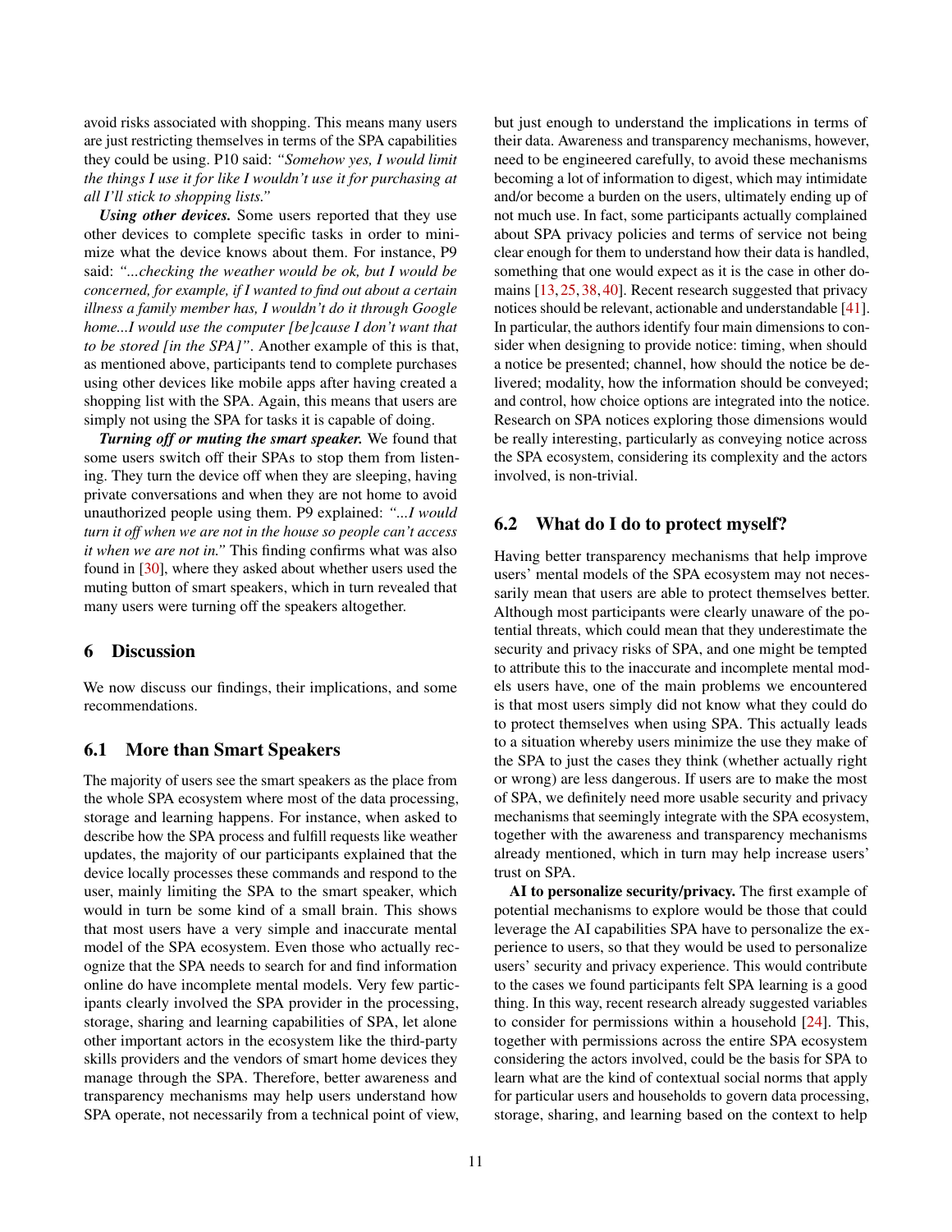avoid risks associated with shopping. This means many users are just restricting themselves in terms of the SPA capabilities they could be using. P10 said: *"Somehow yes, I would limit the things I use it for like I wouldn't use it for purchasing at all I'll stick to shopping lists."*

***Using other devices.*** Some users reported that they use other devices to complete specific tasks in order to minimize what the device knows about them. For instance, P9 said: *"...checking the weather would be ok, but I would be concerned, for example, if I wanted to find out about a certain illness a family member has, I wouldn't do it through Google home...I would use the computer [be]cause I don't want that to be stored [in the SPA]"*. Another example of this is that, as mentioned above, participants tend to complete purchases using other devices like mobile apps after having created a shopping list with the SPA. Again, this means that users are simply not using the SPA for tasks it is capable of doing.

***Turning off or muting the smart speaker.*** We found that some users switch off their SPAs to stop them from listening. They turn the device off when they are sleeping, having private conversations and when they are not home to avoid unauthorized people using them. P9 explained: *"...I would turn it off when we are not in the house so people can't access it when we are not in."* This finding confirms what was also found in [30], where they asked about whether users used the muting button of smart speakers, which in turn revealed that many users were turning off the speakers altogether.

## 6 Discussion

We now discuss our findings, their implications, and some recommendations.

### 6.1 More than Smart Speakers

The majority of users see the smart speakers as the place from the whole SPA ecosystem where most of the data processing, storage and learning happens. For instance, when asked to describe how the SPA process and fulfill requests like weather updates, the majority of our participants explained that the device locally processes these commands and respond to the user, mainly limiting the SPA to the smart speaker, which would in turn be some kind of a small brain. This shows that most users have a very simple and inaccurate mental model of the SPA ecosystem. Even those who actually recognize that the SPA needs to search for and find information online do have incomplete mental models. Very few participants clearly involved the SPA provider in the processing, storage, sharing and learning capabilities of SPA, let alone other important actors in the ecosystem like the third-party skills providers and the vendors of smart home devices they manage through the SPA. Therefore, better awareness and transparency mechanisms may help users understand how SPA operate, not necessarily from a technical point of view, but just enough to understand the implications in terms of their data. Awareness and transparency mechanisms, however, need to be engineered carefully, to avoid these mechanisms becoming a lot of information to digest, which may intimidate and/or become a burden on the users, ultimately ending up of not much use. In fact, some participants actually complained about SPA privacy policies and terms of service not being clear enough for them to understand how their data is handled, something that one would expect as it is the case in other domains [13, 25, 38, 40]. Recent research suggested that privacy notices should be relevant, actionable and understandable [41]. In particular, the authors identify four main dimensions to consider when designing to provide notice: timing, when should a notice be presented; channel, how should the notice be delivered; modality, how the information should be conveyed; and control, how choice options are integrated into the notice. Research on SPA notices exploring those dimensions would be really interesting, particularly as conveying notice across the SPA ecosystem, considering its complexity and the actors involved, is non-trivial.

### 6.2 What do I do to protect myself?

Having better transparency mechanisms that help improve users' mental models of the SPA ecosystem may not necessarily mean that users are able to protect themselves better. Although most participants were clearly unaware of the potential threats, which could mean that they underestimate the security and privacy risks of SPA, and one might be tempted to attribute this to the inaccurate and incomplete mental models users have, one of the main problems we encountered is that most users simply did not know what they could do to protect themselves when using SPA. This actually leads to a situation whereby users minimize the use they make of the SPA to just the cases they think (whether actually right or wrong) are less dangerous. If users are to make the most of SPA, we definitely need more usable security and privacy mechanisms that seemingly integrate with the SPA ecosystem, together with the awareness and transparency mechanisms already mentioned, which in turn may help increase users' trust on SPA.

**AI to personalize security/privacy.** The first example of potential mechanisms to explore would be those that could leverage the AI capabilities SPA have to personalize the experience to users, so that they would be used to personalize users' security and privacy experience. This would contribute to the cases we found participants felt SPA learning is a good thing. In this way, recent research already suggested variables to consider for permissions within a household [24]. This, together with permissions across the entire SPA ecosystem considering the actors involved, could be the basis for SPA to learn what are the kind of contextual social norms that apply for particular users and households to govern data processing, storage, sharing, and learning based on the context to help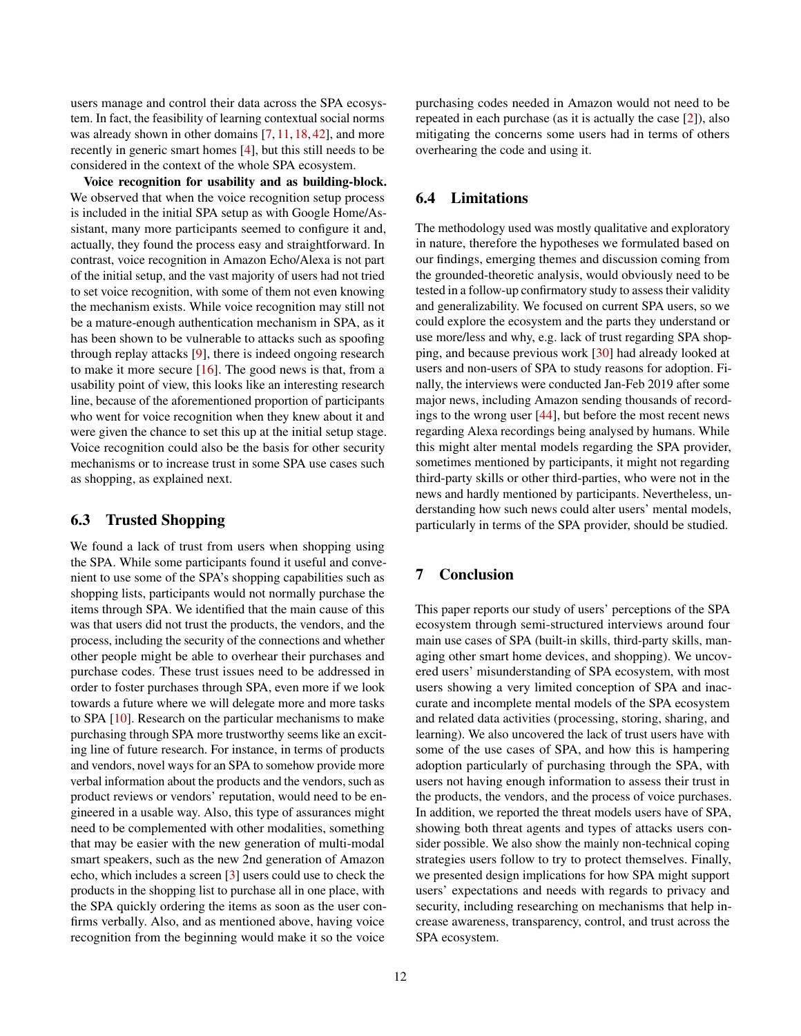users manage and control their data across the SPA ecosystem. In fact, the feasibility of learning contextual social norms was already shown in other domains [7, 11, 18, 42], and more recently in generic smart homes [4], but this still needs to be considered in the context of the whole SPA ecosystem.

**Voice recognition for usability and as building-block.** We observed that when the voice recognition setup process is included in the initial SPA setup as with Google Home/Assistant, many more participants seemed to configure it and, actually, they found the process easy and straightforward. In contrast, voice recognition in Amazon Echo/Alexa is not part of the initial setup, and the vast majority of users had not tried to set voice recognition, with some of them not even knowing the mechanism exists. While voice recognition may still not be a mature-enough authentication mechanism in SPA, as it has been shown to be vulnerable to attacks such as spoofing through replay attacks [9], there is indeed ongoing research to make it more secure [16]. The good news is that, from a usability point of view, this looks like an interesting research line, because of the aforementioned proportion of participants who went for voice recognition when they knew about it and were given the chance to set this up at the initial setup stage. Voice recognition could also be the basis for other security mechanisms or to increase trust in some SPA use cases such as shopping, as explained next.

## 6.3 Trusted Shopping

We found a lack of trust from users when shopping using the SPA. While some participants found it useful and convenient to use some of the SPA's shopping capabilities such as shopping lists, participants would not normally purchase the items through SPA. We identified that the main cause of this was that users did not trust the products, the vendors, and the process, including the security of the connections and whether other people might be able to overhear their purchases and purchase codes. These trust issues need to be addressed in order to foster purchases through SPA, even more if we look towards a future where we will delegate more and more tasks to SPA [10]. Research on the particular mechanisms to make purchasing through SPA more trustworthy seems like an exciting line of future research. For instance, in terms of products and vendors, novel ways for an SPA to somehow provide more verbal information about the products and the vendors, such as product reviews or vendors' reputation, would need to be engineered in a usable way. Also, this type of assurances might need to be complemented with other modalities, something that may be easier with the new generation of multi-modal smart speakers, such as the new 2nd generation of Amazon echo, which includes a screen [3] users could use to check the products in the shopping list to purchase all in one place, with the SPA quickly ordering the items as soon as the user confirms verbally. Also, and as mentioned above, having voice recognition from the beginning would make it so the voice purchasing codes needed in Amazon would not need to be repeated in each purchase (as it is actually the case [2]), also mitigating the concerns some users had in terms of others overhearing the code and using it.

## 6.4 Limitations

The methodology used was mostly qualitative and exploratory in nature, therefore the hypotheses we formulated based on our findings, emerging themes and discussion coming from the grounded-theoretic analysis, would obviously need to be tested in a follow-up confirmatory study to assess their validity and generalizability. We focused on current SPA users, so we could explore the ecosystem and the parts they understand or use more/less and why, e.g. lack of trust regarding SPA shopping, and because previous work [30] had already looked at users and non-users of SPA to study reasons for adoption. Finally, the interviews were conducted Jan-Feb 2019 after some major news, including Amazon sending thousands of recordings to the wrong user [44], but before the most recent news regarding Alexa recordings being analysed by humans. While this might alter mental models regarding the SPA provider, sometimes mentioned by participants, it might not regarding third-party skills or other third-parties, who were not in the news and hardly mentioned by participants. Nevertheless, understanding how such news could alter users' mental models, particularly in terms of the SPA provider, should be studied.

# 7 Conclusion

This paper reports our study of users' perceptions of the SPA ecosystem through semi-structured interviews around four main use cases of SPA (built-in skills, third-party skills, managing other smart home devices, and shopping). We uncovered users' misunderstanding of SPA ecosystem, with most users showing a very limited conception of SPA and inaccurate and incomplete mental models of the SPA ecosystem and related data activities (processing, storing, sharing, and learning). We also uncovered the lack of trust users have with some of the use cases of SPA, and how this is hampering adoption particularly of purchasing through the SPA, with users not having enough information to assess their trust in the products, the vendors, and the process of voice purchases. In addition, we reported the threat models users have of SPA, showing both threat agents and types of attacks users consider possible. We also show the mainly non-technical coping strategies users follow to try to protect themselves. Finally, we presented design implications for how SPA might support users' expectations and needs with regards to privacy and security, including researching on mechanisms that help increase awareness, transparency, control, and trust across the SPA ecosystem.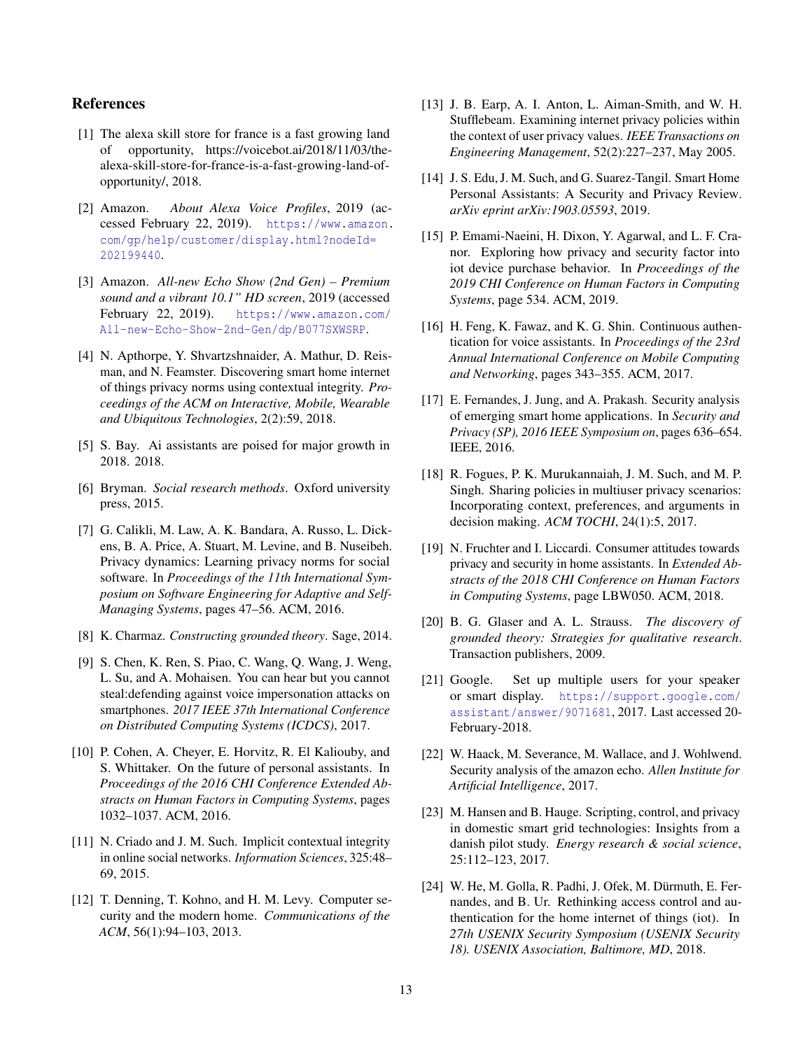## References

[1] The alexa skill store for france is a fast growing land of opportunity, https://voicebot.ai/2018/11/03/the-alexa-skill-store-for-france-is-a-fast-growing-land-of-opportunity/, 2018.

[2] Amazon. *About Alexa Voice Profiles*, 2019 (accessed February 22, 2019). https://www.amazon.com/gp/help/customer/display.html?nodeId=202199440.

[3] Amazon. *All-new Echo Show (2nd Gen) – Premium sound and a vibrant 10.1" HD screen*, 2019 (accessed February 22, 2019). https://www.amazon.com/All-new-Echo-Show-2nd-Gen/dp/B077SXWSRP.

[4] N. Apthorpe, Y. Shvartzshnaider, A. Mathur, D. Reisman, and N. Feamster. Discovering smart home internet of things privacy norms using contextual integrity. *Proceedings of the ACM on Interactive, Mobile, Wearable and Ubiquitous Technologies*, 2(2):59, 2018.

[5] S. Bay. Ai assistants are poised for major growth in 2018. 2018.

[6] Bryman. *Social research methods*. Oxford university press, 2015.

[7] G. Calikli, M. Law, A. K. Bandara, A. Russo, L. Dickens, B. A. Price, A. Stuart, M. Levine, and B. Nuseibeh. Privacy dynamics: Learning privacy norms for social software. In *Proceedings of the 11th International Symposium on Software Engineering for Adaptive and Self-Managing Systems*, pages 47–56. ACM, 2016.

[8] K. Charmaz. *Constructing grounded theory*. Sage, 2014.

[9] S. Chen, K. Ren, S. Piao, C. Wang, Q. Wang, J. Weng, L. Su, and A. Mohaisen. You can hear but you cannot steal:defending against voice impersonation attacks on smartphones. *2017 IEEE 37th International Conference on Distributed Computing Systems (ICDCS)*, 2017.

[10] P. Cohen, A. Cheyer, E. Horvitz, R. El Kaliouby, and S. Whittaker. On the future of personal assistants. In *Proceedings of the 2016 CHI Conference Extended Abstracts on Human Factors in Computing Systems*, pages 1032–1037. ACM, 2016.

[11] N. Criado and J. M. Such. Implicit contextual integrity in online social networks. *Information Sciences*, 325:48–69, 2015.

[12] T. Denning, T. Kohno, and H. M. Levy. Computer security and the modern home. *Communications of the ACM*, 56(1):94–103, 2013.

[13] J. B. Earp, A. I. Anton, L. Aiman-Smith, and W. H. Stufflebeam. Examining internet privacy policies within the context of user privacy values. *IEEE Transactions on Engineering Management*, 52(2):227–237, May 2005.

[14] J. S. Edu, J. M. Such, and G. Suarez-Tangil. Smart Home Personal Assistants: A Security and Privacy Review. *arXiv eprint arXiv:1903.05593*, 2019.

[15] P. Emami-Naeini, H. Dixon, Y. Agarwal, and L. F. Cranor. Exploring how privacy and security factor into iot device purchase behavior. In *Proceedings of the 2019 CHI Conference on Human Factors in Computing Systems*, page 534. ACM, 2019.

[16] H. Feng, K. Fawaz, and K. G. Shin. Continuous authentication for voice assistants. In *Proceedings of the 23rd Annual International Conference on Mobile Computing and Networking*, pages 343–355. ACM, 2017.

[17] E. Fernandes, J. Jung, and A. Prakash. Security analysis of emerging smart home applications. In *Security and Privacy (SP), 2016 IEEE Symposium on*, pages 636–654. IEEE, 2016.

[18] R. Fogues, P. K. Murukannaiah, J. M. Such, and M. P. Singh. Sharing policies in multiuser privacy scenarios: Incorporating context, preferences, and arguments in decision making. *ACM TOCHI*, 24(1):5, 2017.

[19] N. Fruchter and I. Liccardi. Consumer attitudes towards privacy and security in home assistants. In *Extended Abstracts of the 2018 CHI Conference on Human Factors in Computing Systems*, page LBW050. ACM, 2018.

[20] B. G. Glaser and A. L. Strauss. *The discovery of grounded theory: Strategies for qualitative research*. Transaction publishers, 2009.

[21] Google. Set up multiple users for your speaker or smart display. https://support.google.com/assistant/answer/9071681, 2017. Last accessed 20-February-2018.

[22] W. Haack, M. Severance, M. Wallace, and J. Wohlwend. Security analysis of the amazon echo. *Allen Institute for Artificial Intelligence*, 2017.

[23] M. Hansen and B. Hauge. Scripting, control, and privacy in domestic smart grid technologies: Insights from a danish pilot study. *Energy research & social science*, 25:112–123, 2017.

[24] W. He, M. Golla, R. Padhi, J. Ofek, M. Dürmuth, E. Fernandes, and B. Ur. Rethinking access control and authentication for the home internet of things (iot). In *27th USENIX Security Symposium (USENIX Security 18). USENIX Association, Baltimore, MD*, 2018.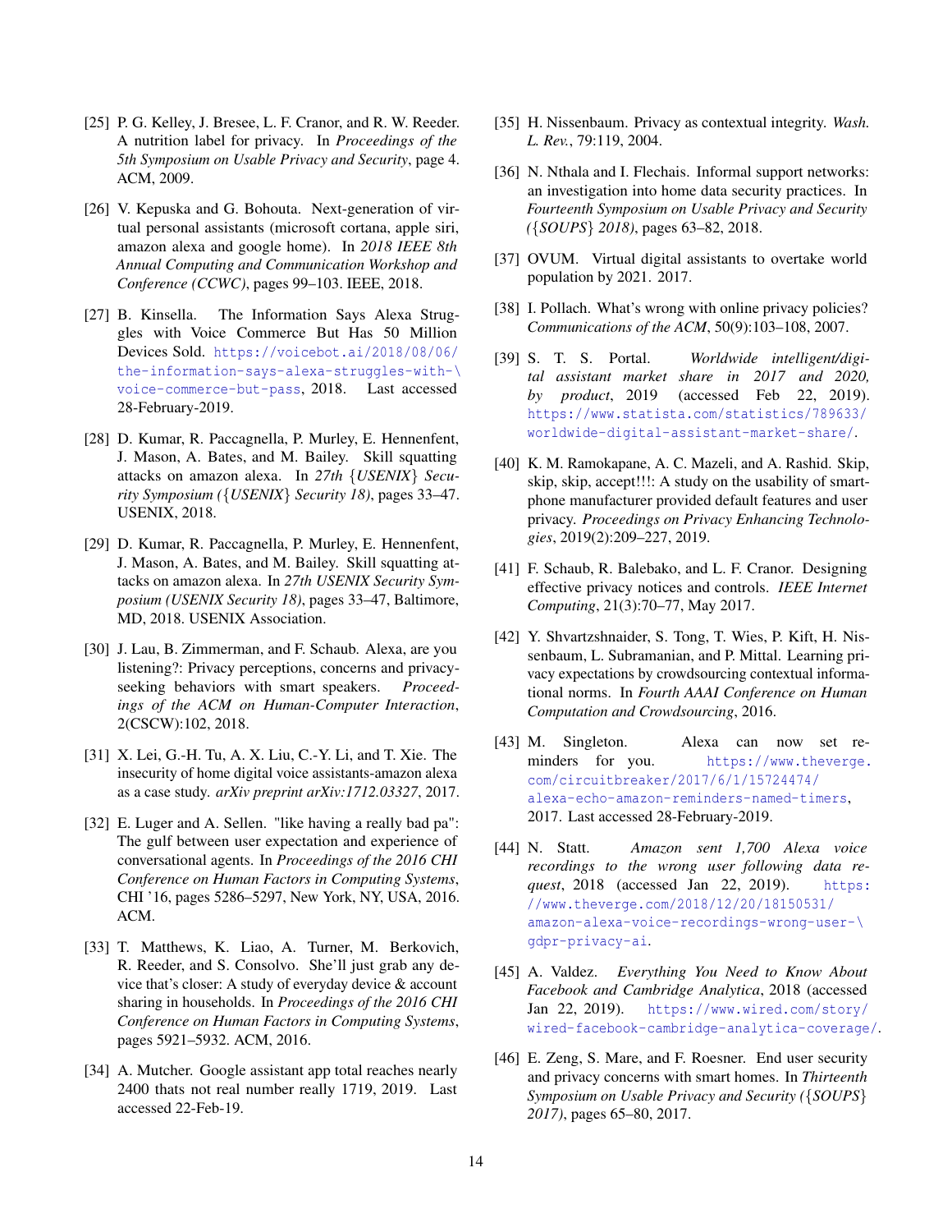[25] P. G. Kelley, J. Bresee, L. F. Cranor, and R. W. Reeder. A nutrition label for privacy. In *Proceedings of the 5th Symposium on Usable Privacy and Security*, page 4. ACM, 2009.

[26] V. Kepuska and G. Bohouta. Next-generation of virtual personal assistants (microsoft cortana, apple siri, amazon alexa and google home). In *2018 IEEE 8th Annual Computing and Communication Workshop and Conference (CCWC)*, pages 99–103. IEEE, 2018.

[27] B. Kinsella. The Information Says Alexa Struggles with Voice Commerce But Has 50 Million Devices Sold. https://voicebot.ai/2018/08/06/the-information-says-alexa-struggles-with-\voice-commerce-but-pass, 2018. Last accessed 28-February-2019.

[28] D. Kumar, R. Paccagnella, P. Murley, E. Hennenfent, J. Mason, A. Bates, and M. Bailey. Skill squatting attacks on amazon alexa. In *27th {USENIX} Security Symposium ({USENIX} Security 18)*, pages 33–47. USENIX, 2018.

[29] D. Kumar, R. Paccagnella, P. Murley, E. Hennenfent, J. Mason, A. Bates, and M. Bailey. Skill squatting attacks on amazon alexa. In *27th USENIX Security Symposium (USENIX Security 18)*, pages 33–47, Baltimore, MD, 2018. USENIX Association.

[30] J. Lau, B. Zimmerman, and F. Schaub. Alexa, are you listening?: Privacy perceptions, concerns and privacy-seeking behaviors with smart speakers. *Proceedings of the ACM on Human-Computer Interaction*, 2(CSCW):102, 2018.

[31] X. Lei, G.-H. Tu, A. X. Liu, C.-Y. Li, and T. Xie. The insecurity of home digital voice assistants-amazon alexa as a case study. *arXiv preprint arXiv:1712.03327*, 2017.

[32] E. Luger and A. Sellen. "like having a really bad pa": The gulf between user expectation and experience of conversational agents. In *Proceedings of the 2016 CHI Conference on Human Factors in Computing Systems*, CHI '16, pages 5286–5297, New York, NY, USA, 2016. ACM.

[33] T. Matthews, K. Liao, A. Turner, M. Berkovich, R. Reeder, and S. Consolvo. She'll just grab any device that's closer: A study of everyday device & account sharing in households. In *Proceedings of the 2016 CHI Conference on Human Factors in Computing Systems*, pages 5921–5932. ACM, 2016.

[34] A. Mutcher. Google assistant app total reaches nearly 2400 thats not real number really 1719, 2019. Last accessed 22-Feb-19.

[35] H. Nissenbaum. Privacy as contextual integrity. *Wash. L. Rev.*, 79:119, 2004.

[36] N. Nthala and I. Flechais. Informal support networks: an investigation into home data security practices. In *Fourteenth Symposium on Usable Privacy and Security ({SOUPS} 2018)*, pages 63–82, 2018.

[37] OVUM. Virtual digital assistants to overtake world population by 2021. 2017.

[38] I. Pollach. What's wrong with online privacy policies? *Communications of the ACM*, 50(9):103–108, 2007.

[39] S. T. S. Portal. *Worldwide intelligent/digital assistant market share in 2017 and 2020, by product*, 2019 (accessed Feb 22, 2019). https://www.statista.com/statistics/789633/worldwide-digital-assistant-market-share/.

[40] K. M. Ramokapane, A. C. Mazeli, and A. Rashid. Skip, skip, skip, accept!!!: A study on the usability of smartphone manufacturer provided default features and user privacy. *Proceedings on Privacy Enhancing Technologies*, 2019(2):209–227, 2019.

[41] F. Schaub, R. Balebako, and L. F. Cranor. Designing effective privacy notices and controls. *IEEE Internet Computing*, 21(3):70–77, May 2017.

[42] Y. Shvartzshnaider, S. Tong, T. Wies, P. Kift, H. Nissenbaum, L. Subramanian, and P. Mittal. Learning privacy expectations by crowdsourcing contextual informational norms. In *Fourth AAAI Conference on Human Computation and Crowdsourcing*, 2016.

[43] M. Singleton. Alexa can now set reminders for you. https://www.theverge.com/circuitbreaker/2017/6/1/15724474/alexa-echo-amazon-reminders-named-timers, 2017. Last accessed 28-February-2019.

[44] N. Statt. *Amazon sent 1,700 Alexa voice recordings to the wrong user following data request*, 2018 (accessed Jan 22, 2019). https://www.theverge.com/2018/12/20/18150531/amazon-alexa-voice-recordings-wrong-user-\gdpr-privacy-ai.

[45] A. Valdez. *Everything You Need to Know About Facebook and Cambridge Analytica*, 2018 (accessed Jan 22, 2019). https://www.wired.com/story/wired-facebook-cambridge-analytica-coverage/.

[46] E. Zeng, S. Mare, and F. Roesner. End user security and privacy concerns with smart homes. In *Thirteenth Symposium on Usable Privacy and Security ({SOUPS} 2017)*, pages 65–80, 2017.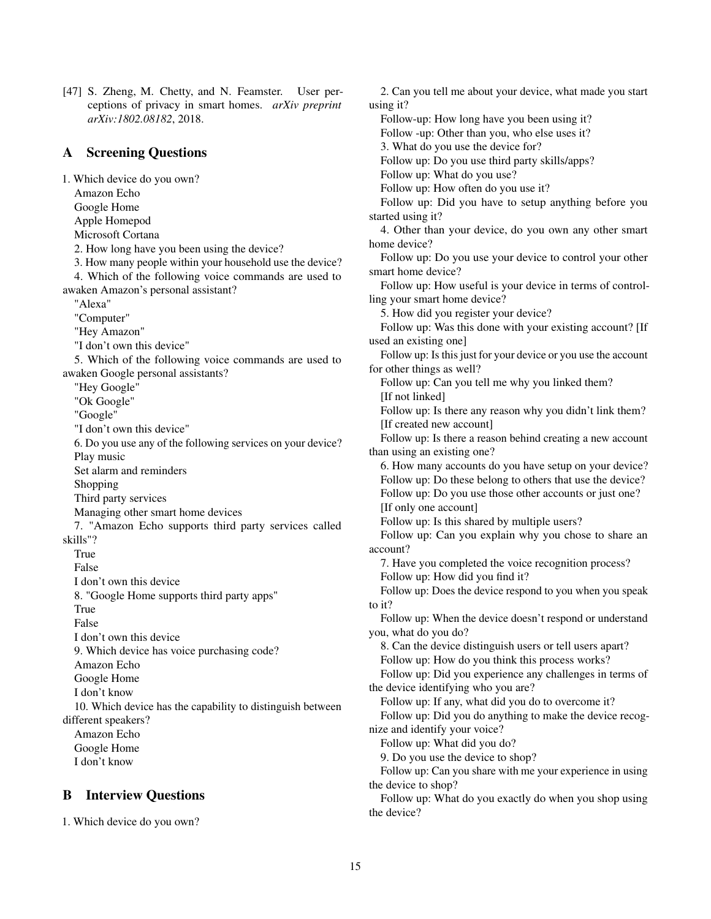[47] S. Zheng, M. Chetty, and N. Feamster. User perceptions of privacy in smart homes. *arXiv preprint arXiv:1802.08182*, 2018.

## A Screening Questions

1. Which device do you own?
   Amazon Echo
   Google Home
   Apple Homepod
   Microsoft Cortana

2. How long have you been using the device?

3. How many people within your household use the device?

4. Which of the following voice commands are used to awaken Amazon's personal assistant?
   "Alexa"
   "Computer"
   "Hey Amazon"
   "I don't own this device"

5. Which of the following voice commands are used to awaken Google personal assistants?
   "Hey Google"
   "Ok Google"
   "Google"
   "I don't own this device"

6. Do you use any of the following services on your device?
   Play music
   Set alarm and reminders
   Shopping
   Third party services
   Managing other smart home devices

7. "Amazon Echo supports third party services called skills"?
   True
   False
   I don't own this device

8. "Google Home supports third party apps"
   True
   False
   I don't own this device

9. Which device has voice purchasing code?
   Amazon Echo
   Google Home
   I don't know

10. Which device has the capability to distinguish between different speakers?
    Amazon Echo
    Google Home
    I don't know

## B Interview Questions

1. Which device do you own?

2. Can you tell me about your device, what made you start using it?
   Follow-up: How long have you been using it?
   Follow -up: Other than you, who else uses it?

3. What do you use the device for?
   Follow up: Do you use third party skills/apps?
   Follow up: What do you use?
   Follow up: How often do you use it?
   Follow up: Did you have to setup anything before you started using it?

4. Other than your device, do you own any other smart home device?
   Follow up: Do you use your device to control your other smart home device?
   Follow up: How useful is your device in terms of controlling your smart home device?

5. How did you register your device?
   Follow up: Was this done with your existing account? [If used an existing one]
   Follow up: Is this just for your device or you use the account for other things as well?
   Follow up: Can you tell me why you linked them?
   [If not linked]
   Follow up: Is there any reason why you didn't link them?
   [If created new account]
   Follow up: Is there a reason behind creating a new account than using an existing one?

6. How many accounts do you have setup on your device?
   Follow up: Do these belong to others that use the device?
   Follow up: Do you use those other accounts or just one?
   [If only one account]
   Follow up: Is this shared by multiple users?
   Follow up: Can you explain why you chose to share an account?

7. Have you completed the voice recognition process?
   Follow up: How did you find it?
   Follow up: Does the device respond to you when you speak to it?
   Follow up: When the device doesn't respond or understand you, what do you do?

8. Can the device distinguish users or tell users apart?
   Follow up: How do you think this process works?
   Follow up: Did you experience any challenges in terms of the device identifying who you are?
   Follow up: If any, what did you do to overcome it?
   Follow up: Did you do anything to make the device recognize and identify your voice?
   Follow up: What did you do?

9. Do you use the device to shop?
   Follow up: Can you share with me your experience in using the device to shop?
   Follow up: What do you exactly do when you shop using the device?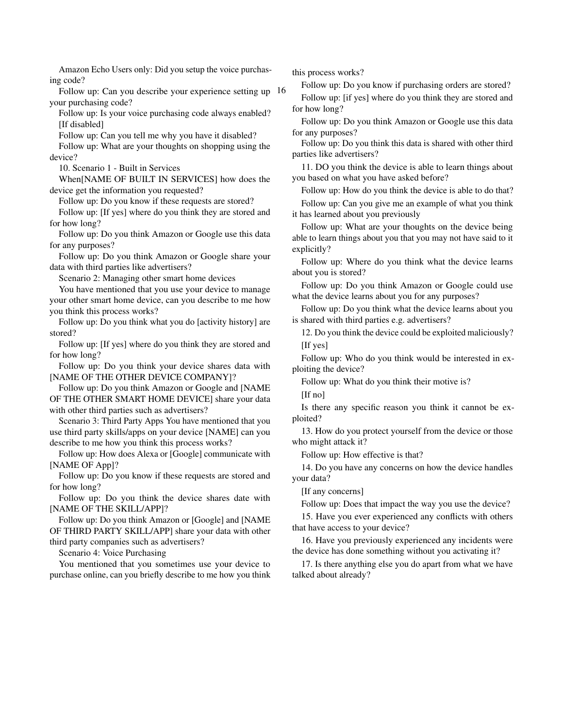Amazon Echo Users only: Did you setup the voice purchasing code?

Follow up: Can you describe your experience setting up your purchasing code?

Follow up: Is your voice purchasing code always enabled? [If disabled]

Follow up: Can you tell me why you have it disabled?

Follow up: What are your thoughts on shopping using the device?

10. Scenario 1 - Built in Services

When[NAME OF BUILT IN SERVICES] how does the device get the information you requested?

Follow up: Do you know if these requests are stored?

Follow up: [If yes] where do you think they are stored and for how long?

Follow up: Do you think Amazon or Google use this data for any purposes?

Follow up: Do you think Amazon or Google share your data with third parties like advertisers?

Scenario 2: Managing other smart home devices

You have mentioned that you use your device to manage your other smart home device, can you describe to me how you think this process works?

Follow up: Do you think what you do [activity history] are stored?

Follow up: [If yes] where do you think they are stored and for how long?

Follow up: Do you think your device shares data with [NAME OF THE OTHER DEVICE COMPANY]?

Follow up: Do you think Amazon or Google and [NAME OF THE OTHER SMART HOME DEVICE] share your data with other third parties such as advertisers?

Scenario 3: Third Party Apps You have mentioned that you use third party skills/apps on your device [NAME] can you describe to me how you think this process works?

Follow up: How does Alexa or [Google] communicate with [NAME OF App]?

Follow up: Do you know if these requests are stored and for how long?

Follow up: Do you think the device shares date with [NAME OF THE SKILL/APP]?

Follow up: Do you think Amazon or [Google] and [NAME OF THIRD PARTY SKILL/APP] share your data with other third party companies such as advertisers?

Scenario 4: Voice Purchasing

You mentioned that you sometimes use your device to purchase online, can you briefly describe to me how you think this process works?

Follow up: Do you know if purchasing orders are stored?

Follow up: [if yes] where do you think they are stored and for how long?

Follow up: Do you think Amazon or Google use this data for any purposes?

Follow up: Do you think this data is shared with other third parties like advertisers?

11. DO you think the device is able to learn things about you based on what you have asked before?

Follow up: How do you think the device is able to do that?

Follow up: Can you give me an example of what you think it has learned about you previously

Follow up: What are your thoughts on the device being able to learn things about you that you may not have said to it explicitly?

Follow up: Where do you think what the device learns about you is stored?

Follow up: Do you think Amazon or Google could use what the device learns about you for any purposes?

Follow up: Do you think what the device learns about you is shared with third parties e.g. advertisers?

12. Do you think the device could be exploited maliciously?

[If yes]

Follow up: Who do you think would be interested in exploiting the device?

Follow up: What do you think their motive is?

[If no]

Is there any specific reason you think it cannot be exploited?

13. How do you protect yourself from the device or those who might attack it?

Follow up: How effective is that?

14. Do you have any concerns on how the device handles your data?

[If any concerns]

Follow up: Does that impact the way you use the device?

15. Have you ever experienced any conflicts with others that have access to your device?

16. Have you previously experienced any incidents were the device has done something without you activating it?

17. Is there anything else you do apart from what we have talked about already?